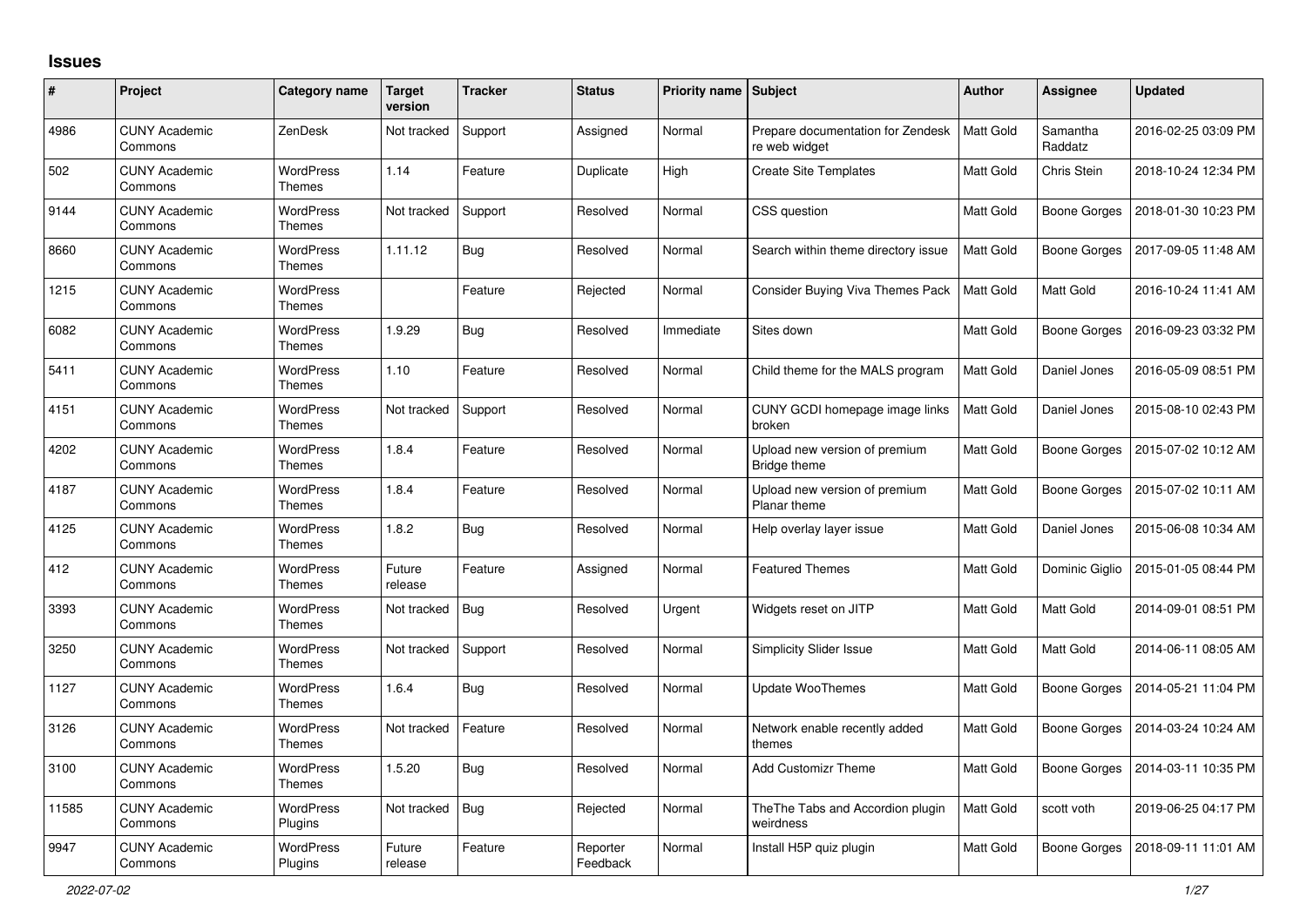# Issues

| # | Project | Category name | Target version | Tracker | Status | Priority name | Subject | Author | Assignee | Updated |
|---|---|---|---|---|---|---|---|---|---|---|
| 4986 | CUNY Academic Commons | ZenDesk | Not tracked | Support | Assigned | Normal | Prepare documentation for Zendesk re web widget | Matt Gold | Samantha Raddatz | 2016-02-25 03:09 PM |
| 502 | CUNY Academic Commons | WordPress Themes | 1.14 | Feature | Duplicate | High | Create Site Templates | Matt Gold | Chris Stein | 2018-10-24 12:34 PM |
| 9144 | CUNY Academic Commons | WordPress Themes | Not tracked | Support | Resolved | Normal | CSS question | Matt Gold | Boone Gorges | 2018-01-30 10:23 PM |
| 8660 | CUNY Academic Commons | WordPress Themes | 1.11.12 | Bug | Resolved | Normal | Search within theme directory issue | Matt Gold | Boone Gorges | 2017-09-05 11:48 AM |
| 1215 | CUNY Academic Commons | WordPress Themes | | Feature | Rejected | Normal | Consider Buying Viva Themes Pack | Matt Gold | Matt Gold | 2016-10-24 11:41 AM |
| 6082 | CUNY Academic Commons | WordPress Themes | 1.9.29 | Bug | Resolved | Immediate | Sites down | Matt Gold | Boone Gorges | 2016-09-23 03:32 PM |
| 5411 | CUNY Academic Commons | WordPress Themes | 1.10 | Feature | Resolved | Normal | Child theme for the MALS program | Matt Gold | Daniel Jones | 2016-05-09 08:51 PM |
| 4151 | CUNY Academic Commons | WordPress Themes | Not tracked | Support | Resolved | Normal | CUNY GCDI homepage image links broken | Matt Gold | Daniel Jones | 2015-08-10 02:43 PM |
| 4202 | CUNY Academic Commons | WordPress Themes | 1.8.4 | Feature | Resolved | Normal | Upload new version of premium Bridge theme | Matt Gold | Boone Gorges | 2015-07-02 10:12 AM |
| 4187 | CUNY Academic Commons | WordPress Themes | 1.8.4 | Feature | Resolved | Normal | Upload new version of premium Planar theme | Matt Gold | Boone Gorges | 2015-07-02 10:11 AM |
| 4125 | CUNY Academic Commons | WordPress Themes | 1.8.2 | Bug | Resolved | Normal | Help overlay layer issue | Matt Gold | Daniel Jones | 2015-06-08 10:34 AM |
| 412 | CUNY Academic Commons | WordPress Themes | Future release | Feature | Assigned | Normal | Featured Themes | Matt Gold | Dominic Giglio | 2015-01-05 08:44 PM |
| 3393 | CUNY Academic Commons | WordPress Themes | Not tracked | Bug | Resolved | Urgent | Widgets reset on JITP | Matt Gold | Matt Gold | 2014-09-01 08:51 PM |
| 3250 | CUNY Academic Commons | WordPress Themes | Not tracked | Support | Resolved | Normal | Simplicity Slider Issue | Matt Gold | Matt Gold | 2014-06-11 08:05 AM |
| 1127 | CUNY Academic Commons | WordPress Themes | 1.6.4 | Bug | Resolved | Normal | Update WooThemes | Matt Gold | Boone Gorges | 2014-05-21 11:04 PM |
| 3126 | CUNY Academic Commons | WordPress Themes | Not tracked | Feature | Resolved | Normal | Network enable recently added themes | Matt Gold | Boone Gorges | 2014-03-24 10:24 AM |
| 3100 | CUNY Academic Commons | WordPress Themes | 1.5.20 | Bug | Resolved | Normal | Add Customizr Theme | Matt Gold | Boone Gorges | 2014-03-11 10:35 PM |
| 11585 | CUNY Academic Commons | WordPress Plugins | Not tracked | Bug | Rejected | Normal | TheThe Tabs and Accordion plugin weirdness | Matt Gold | scott voth | 2019-06-25 04:17 PM |
| 9947 | CUNY Academic Commons | WordPress Plugins | Future release | Feature | Reporter Feedback | Normal | Install H5P quiz plugin | Matt Gold | Boone Gorges | 2018-09-11 11:01 AM |

*2022-07-02*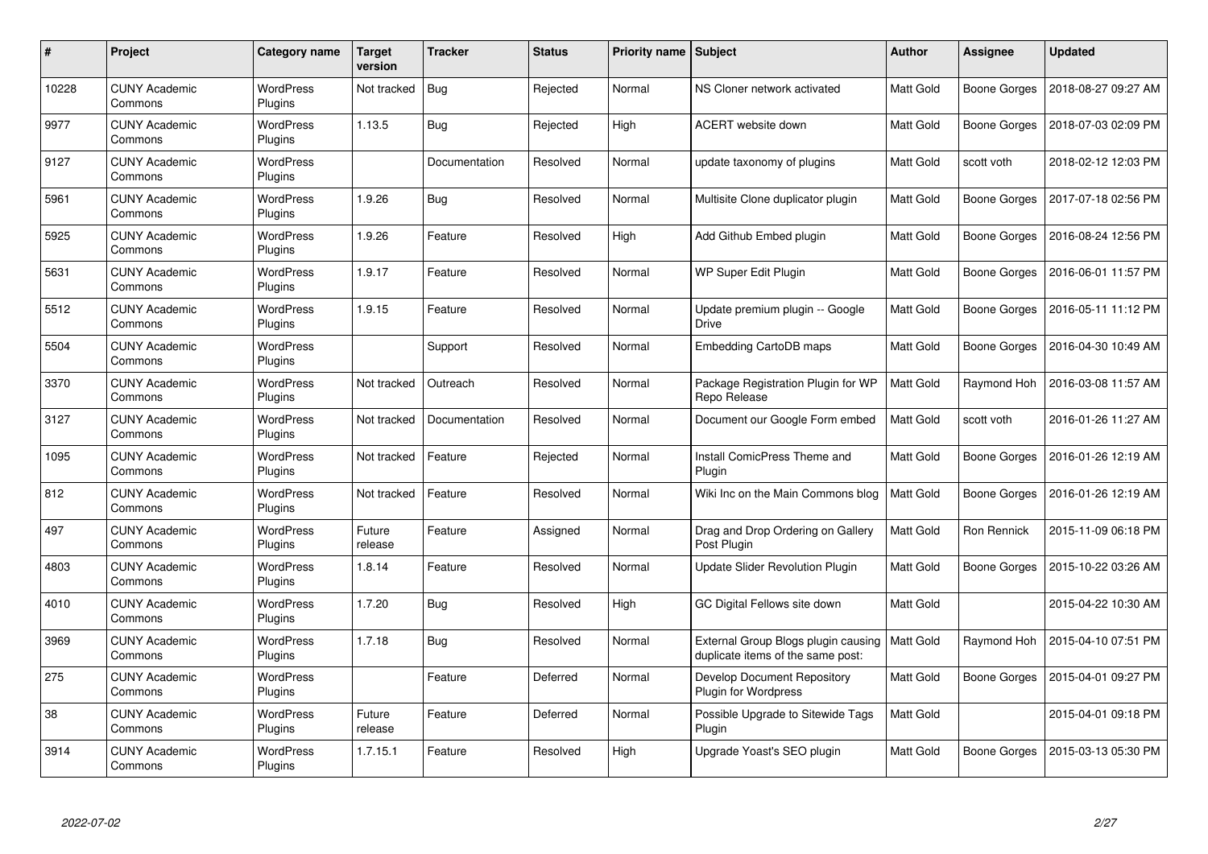| # | Project | Category name | Target version | Tracker | Status | Priority name | Subject | Author | Assignee | Updated |
|---|---|---|---|---|---|---|---|---|---|---|
| 10228 | CUNY Academic Commons | WordPress Plugins | Not tracked | Bug | Rejected | Normal | NS Cloner network activated | Matt Gold | Boone Gorges | 2018-08-27 09:27 AM |
| 9977 | CUNY Academic Commons | WordPress Plugins | 1.13.5 | Bug | Rejected | High | ACERT website down | Matt Gold | Boone Gorges | 2018-07-03 02:09 PM |
| 9127 | CUNY Academic Commons | WordPress Plugins | | Documentation | Resolved | Normal | update taxonomy of plugins | Matt Gold | scott voth | 2018-02-12 12:03 PM |
| 5961 | CUNY Academic Commons | WordPress Plugins | 1.9.26 | Bug | Resolved | Normal | Multisite Clone duplicator plugin | Matt Gold | Boone Gorges | 2017-07-18 02:56 PM |
| 5925 | CUNY Academic Commons | WordPress Plugins | 1.9.26 | Feature | Resolved | High | Add Github Embed plugin | Matt Gold | Boone Gorges | 2016-08-24 12:56 PM |
| 5631 | CUNY Academic Commons | WordPress Plugins | 1.9.17 | Feature | Resolved | Normal | WP Super Edit Plugin | Matt Gold | Boone Gorges | 2016-06-01 11:57 PM |
| 5512 | CUNY Academic Commons | WordPress Plugins | 1.9.15 | Feature | Resolved | Normal | Update premium plugin -- Google Drive | Matt Gold | Boone Gorges | 2016-05-11 11:12 PM |
| 5504 | CUNY Academic Commons | WordPress Plugins | | Support | Resolved | Normal | Embedding CartoDB maps | Matt Gold | Boone Gorges | 2016-04-30 10:49 AM |
| 3370 | CUNY Academic Commons | WordPress Plugins | Not tracked | Outreach | Resolved | Normal | Package Registration Plugin for WP Repo Release | Matt Gold | Raymond Hoh | 2016-03-08 11:57 AM |
| 3127 | CUNY Academic Commons | WordPress Plugins | Not tracked | Documentation | Resolved | Normal | Document our Google Form embed | Matt Gold | scott voth | 2016-01-26 11:27 AM |
| 1095 | CUNY Academic Commons | WordPress Plugins | Not tracked | Feature | Rejected | Normal | Install ComicPress Theme and Plugin | Matt Gold | Boone Gorges | 2016-01-26 12:19 AM |
| 812 | CUNY Academic Commons | WordPress Plugins | Not tracked | Feature | Resolved | Normal | Wiki Inc on the Main Commons blog | Matt Gold | Boone Gorges | 2016-01-26 12:19 AM |
| 497 | CUNY Academic Commons | WordPress Plugins | Future release | Feature | Assigned | Normal | Drag and Drop Ordering on Gallery Post Plugin | Matt Gold | Ron Rennick | 2015-11-09 06:18 PM |
| 4803 | CUNY Academic Commons | WordPress Plugins | 1.8.14 | Feature | Resolved | Normal | Update Slider Revolution Plugin | Matt Gold | Boone Gorges | 2015-10-22 03:26 AM |
| 4010 | CUNY Academic Commons | WordPress Plugins | 1.7.20 | Bug | Resolved | High | GC Digital Fellows site down | Matt Gold | | 2015-04-22 10:30 AM |
| 3969 | CUNY Academic Commons | WordPress Plugins | 1.7.18 | Bug | Resolved | Normal | External Group Blogs plugin causing duplicate items of the same post: | Matt Gold | Raymond Hoh | 2015-04-10 07:51 PM |
| 275 | CUNY Academic Commons | WordPress Plugins | | Feature | Deferred | Normal | Develop Document Repository Plugin for Wordpress | Matt Gold | Boone Gorges | 2015-04-01 09:27 PM |
| 38 | CUNY Academic Commons | WordPress Plugins | Future release | Feature | Deferred | Normal | Possible Upgrade to Sitewide Tags Plugin | Matt Gold | | 2015-04-01 09:18 PM |
| 3914 | CUNY Academic Commons | WordPress Plugins | 1.7.15.1 | Feature | Resolved | High | Upgrade Yoast's SEO plugin | Matt Gold | Boone Gorges | 2015-03-13 05:30 PM |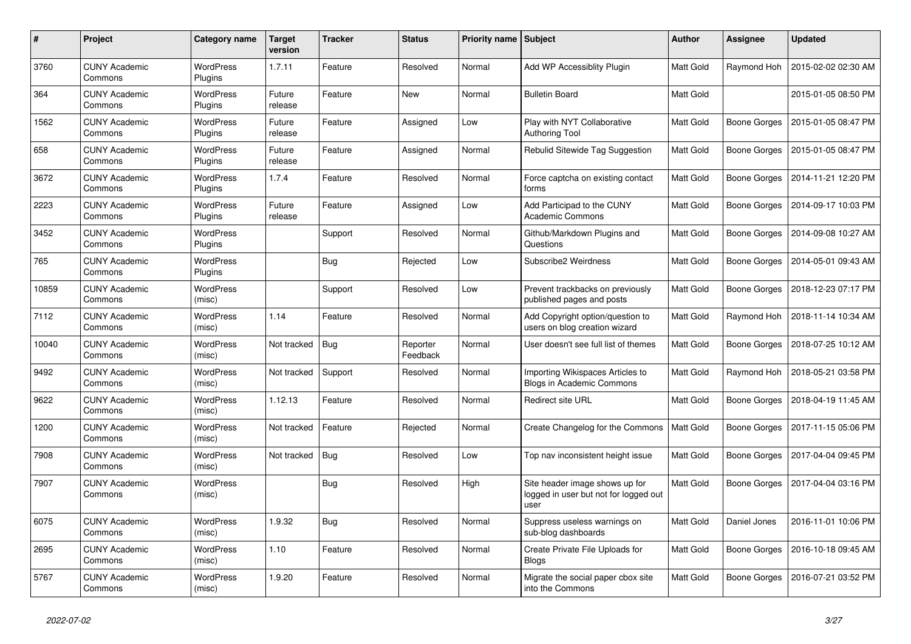| # | Project | Category name | Target version | Tracker | Status | Priority name | Subject | Author | Assignee | Updated |
|---|---|---|---|---|---|---|---|---|---|---|
| 3760 | CUNY Academic Commons | WordPress Plugins | 1.7.11 | Feature | Resolved | Normal | Add WP Accessiblity Plugin | Matt Gold | Raymond Hoh | 2015-02-02 02:30 AM |
| 364 | CUNY Academic Commons | WordPress Plugins | Future release | Feature | New | Normal | Bulletin Board | Matt Gold | | 2015-01-05 08:50 PM |
| 1562 | CUNY Academic Commons | WordPress Plugins | Future release | Feature | Assigned | Low | Play with NYT Collaborative Authoring Tool | Matt Gold | Boone Gorges | 2015-01-05 08:47 PM |
| 658 | CUNY Academic Commons | WordPress Plugins | Future release | Feature | Assigned | Normal | Rebulid Sitewide Tag Suggestion | Matt Gold | Boone Gorges | 2015-01-05 08:47 PM |
| 3672 | CUNY Academic Commons | WordPress Plugins | 1.7.4 | Feature | Resolved | Normal | Force captcha on existing contact forms | Matt Gold | Boone Gorges | 2014-11-21 12:20 PM |
| 2223 | CUNY Academic Commons | WordPress Plugins | Future release | Feature | Assigned | Low | Add Participad to the CUNY Academic Commons | Matt Gold | Boone Gorges | 2014-09-17 10:03 PM |
| 3452 | CUNY Academic Commons | WordPress Plugins | | Support | Resolved | Normal | Github/Markdown Plugins and Questions | Matt Gold | Boone Gorges | 2014-09-08 10:27 AM |
| 765 | CUNY Academic Commons | WordPress Plugins | | Bug | Rejected | Low | Subscribe2 Weirdness | Matt Gold | Boone Gorges | 2014-05-01 09:43 AM |
| 10859 | CUNY Academic Commons | WordPress (misc) | | Support | Resolved | Low | Prevent trackbacks on previously published pages and posts | Matt Gold | Boone Gorges | 2018-12-23 07:17 PM |
| 7112 | CUNY Academic Commons | WordPress (misc) | 1.14 | Feature | Resolved | Normal | Add Copyright option/question to users on blog creation wizard | Matt Gold | Raymond Hoh | 2018-11-14 10:34 AM |
| 10040 | CUNY Academic Commons | WordPress (misc) | Not tracked | Bug | Reporter Feedback | Normal | User doesn't see full list of themes | Matt Gold | Boone Gorges | 2018-07-25 10:12 AM |
| 9492 | CUNY Academic Commons | WordPress (misc) | Not tracked | Support | Resolved | Normal | Importing Wikispaces Articles to Blogs in Academic Commons | Matt Gold | Raymond Hoh | 2018-05-21 03:58 PM |
| 9622 | CUNY Academic Commons | WordPress (misc) | 1.12.13 | Feature | Resolved | Normal | Redirect site URL | Matt Gold | Boone Gorges | 2018-04-19 11:45 AM |
| 1200 | CUNY Academic Commons | WordPress (misc) | Not tracked | Feature | Rejected | Normal | Create Changelog for the Commons | Matt Gold | Boone Gorges | 2017-11-15 05:06 PM |
| 7908 | CUNY Academic Commons | WordPress (misc) | Not tracked | Bug | Resolved | Low | Top nav inconsistent height issue | Matt Gold | Boone Gorges | 2017-04-04 09:45 PM |
| 7907 | CUNY Academic Commons | WordPress (misc) | | Bug | Resolved | High | Site header image shows up for logged in user but not for logged out user | Matt Gold | Boone Gorges | 2017-04-04 03:16 PM |
| 6075 | CUNY Academic Commons | WordPress (misc) | 1.9.32 | Bug | Resolved | Normal | Suppress useless warnings on sub-blog dashboards | Matt Gold | Daniel Jones | 2016-11-01 10:06 PM |
| 2695 | CUNY Academic Commons | WordPress (misc) | 1.10 | Feature | Resolved | Normal | Create Private File Uploads for Blogs | Matt Gold | Boone Gorges | 2016-10-18 09:45 AM |
| 5767 | CUNY Academic Commons | WordPress (misc) | 1.9.20 | Feature | Resolved | Normal | Migrate the social paper cbox site into the Commons | Matt Gold | Boone Gorges | 2016-07-21 03:52 PM |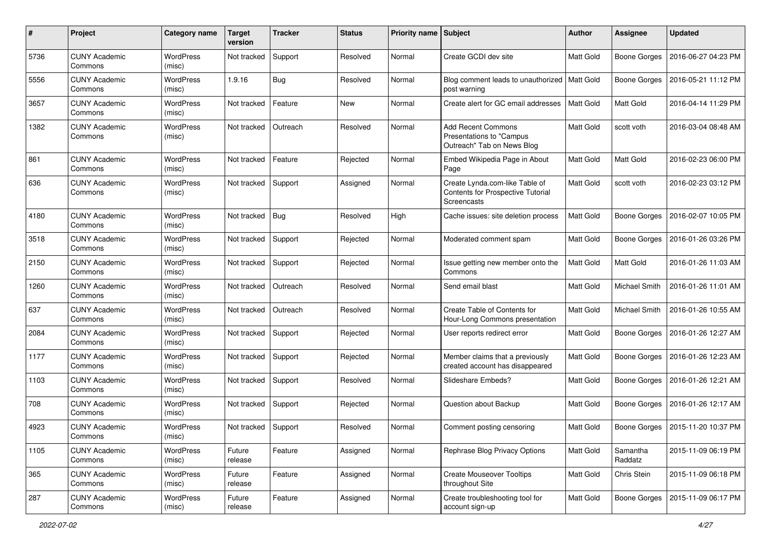| # | Project | Category name | Target version | Tracker | Status | Priority name | Subject | Author | Assignee | Updated |
|---|---|---|---|---|---|---|---|---|---|---|
| 5736 | CUNY Academic Commons | WordPress (misc) | Not tracked | Support | Resolved | Normal | Create GCDI dev site | Matt Gold | Boone Gorges | 2016-06-27 04:23 PM |
| 5556 | CUNY Academic Commons | WordPress (misc) | 1.9.16 | Bug | Resolved | Normal | Blog comment leads to unauthorized post warning | Matt Gold | Boone Gorges | 2016-05-21 11:12 PM |
| 3657 | CUNY Academic Commons | WordPress (misc) | Not tracked | Feature | New | Normal | Create alert for GC email addresses | Matt Gold | Matt Gold | 2016-04-14 11:29 PM |
| 1382 | CUNY Academic Commons | WordPress (misc) | Not tracked | Outreach | Resolved | Normal | Add Recent Commons Presentations to "Campus Outreach" Tab on News Blog | Matt Gold | scott voth | 2016-03-04 08:48 AM |
| 861 | CUNY Academic Commons | WordPress (misc) | Not tracked | Feature | Rejected | Normal | Embed Wikipedia Page in About Page | Matt Gold | Matt Gold | 2016-02-23 06:00 PM |
| 636 | CUNY Academic Commons | WordPress (misc) | Not tracked | Support | Assigned | Normal | Create Lynda.com-like Table of Contents for Prospective Tutorial Screencasts | Matt Gold | scott voth | 2016-02-23 03:12 PM |
| 4180 | CUNY Academic Commons | WordPress (misc) | Not tracked | Bug | Resolved | High | Cache issues: site deletion process | Matt Gold | Boone Gorges | 2016-02-07 10:05 PM |
| 3518 | CUNY Academic Commons | WordPress (misc) | Not tracked | Support | Rejected | Normal | Moderated comment spam | Matt Gold | Boone Gorges | 2016-01-26 03:26 PM |
| 2150 | CUNY Academic Commons | WordPress (misc) | Not tracked | Support | Rejected | Normal | Issue getting new member onto the Commons | Matt Gold | Matt Gold | 2016-01-26 11:03 AM |
| 1260 | CUNY Academic Commons | WordPress (misc) | Not tracked | Outreach | Resolved | Normal | Send email blast | Matt Gold | Michael Smith | 2016-01-26 11:01 AM |
| 637 | CUNY Academic Commons | WordPress (misc) | Not tracked | Outreach | Resolved | Normal | Create Table of Contents for Hour-Long Commons presentation | Matt Gold | Michael Smith | 2016-01-26 10:55 AM |
| 2084 | CUNY Academic Commons | WordPress (misc) | Not tracked | Support | Rejected | Normal | User reports redirect error | Matt Gold | Boone Gorges | 2016-01-26 12:27 AM |
| 1177 | CUNY Academic Commons | WordPress (misc) | Not tracked | Support | Rejected | Normal | Member claims that a previously created account has disappeared | Matt Gold | Boone Gorges | 2016-01-26 12:23 AM |
| 1103 | CUNY Academic Commons | WordPress (misc) | Not tracked | Support | Resolved | Normal | Slideshare Embeds? | Matt Gold | Boone Gorges | 2016-01-26 12:21 AM |
| 708 | CUNY Academic Commons | WordPress (misc) | Not tracked | Support | Rejected | Normal | Question about Backup | Matt Gold | Boone Gorges | 2016-01-26 12:17 AM |
| 4923 | CUNY Academic Commons | WordPress (misc) | Not tracked | Support | Resolved | Normal | Comment posting censoring | Matt Gold | Boone Gorges | 2015-11-20 10:37 PM |
| 1105 | CUNY Academic Commons | WordPress (misc) | Future release | Feature | Assigned | Normal | Rephrase Blog Privacy Options | Matt Gold | Samantha Raddatz | 2015-11-09 06:19 PM |
| 365 | CUNY Academic Commons | WordPress (misc) | Future release | Feature | Assigned | Normal | Create Mouseover Tooltips throughout Site | Matt Gold | Chris Stein | 2015-11-09 06:18 PM |
| 287 | CUNY Academic Commons | WordPress (misc) | Future release | Feature | Assigned | Normal | Create troubleshooting tool for account sign-up | Matt Gold | Boone Gorges | 2015-11-09 06:17 PM |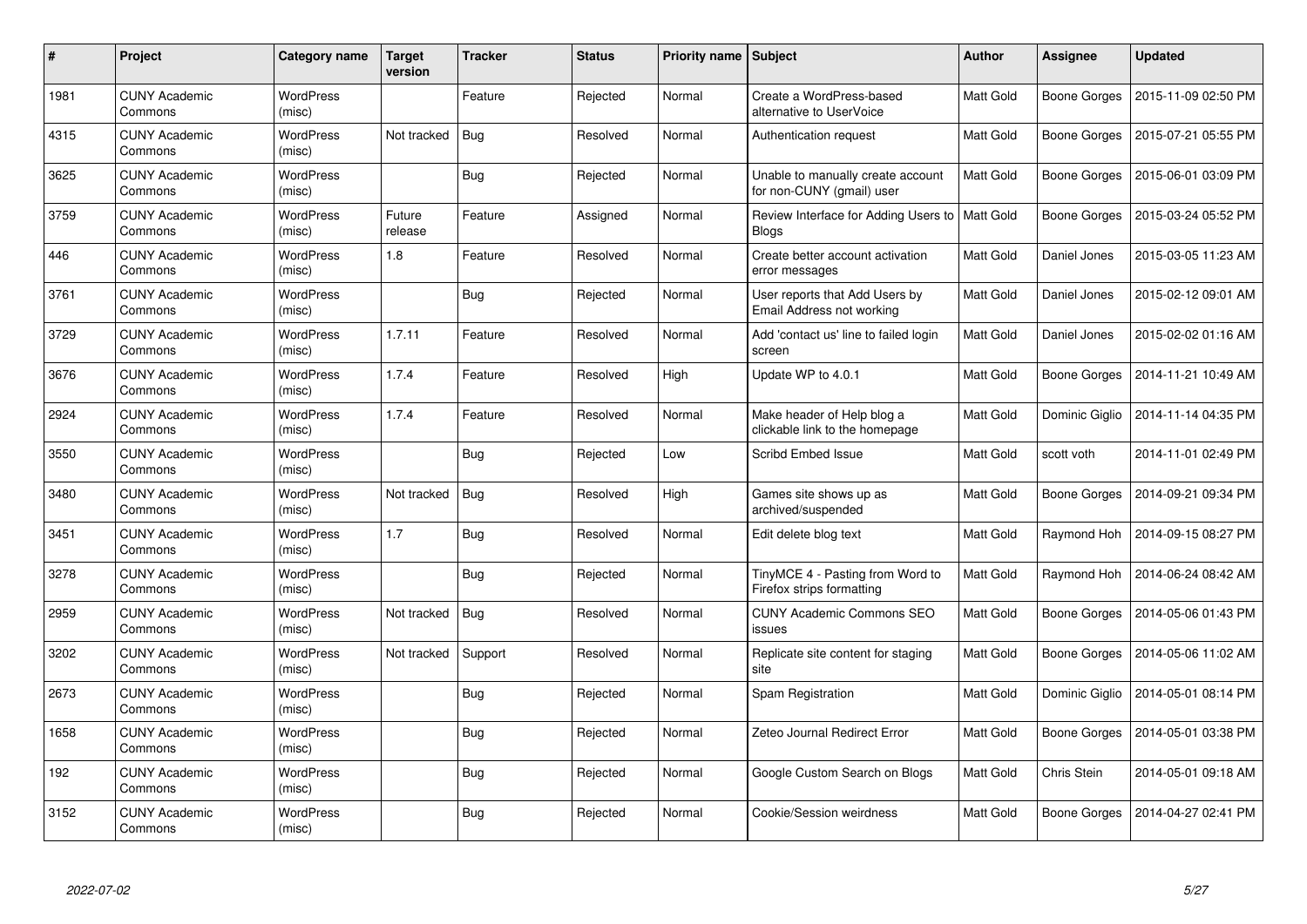| # | Project | Category name | Target version | Tracker | Status | Priority name | Subject | Author | Assignee | Updated |
|---|---|---|---|---|---|---|---|---|---|---|
| 1981 | CUNY Academic Commons | WordPress (misc) | | Feature | Rejected | Normal | Create a WordPress-based alternative to UserVoice | Matt Gold | Boone Gorges | 2015-11-09 02:50 PM |
| 4315 | CUNY Academic Commons | WordPress (misc) | Not tracked | Bug | Resolved | Normal | Authentication request | Matt Gold | Boone Gorges | 2015-07-21 05:55 PM |
| 3625 | CUNY Academic Commons | WordPress (misc) | | Bug | Rejected | Normal | Unable to manually create account for non-CUNY (gmail) user | Matt Gold | Boone Gorges | 2015-06-01 03:09 PM |
| 3759 | CUNY Academic Commons | WordPress (misc) | Future release | Feature | Assigned | Normal | Review Interface for Adding Users to Blogs | Matt Gold | Boone Gorges | 2015-03-24 05:52 PM |
| 446 | CUNY Academic Commons | WordPress (misc) | 1.8 | Feature | Resolved | Normal | Create better account activation error messages | Matt Gold | Daniel Jones | 2015-03-05 11:23 AM |
| 3761 | CUNY Academic Commons | WordPress (misc) | | Bug | Rejected | Normal | User reports that Add Users by Email Address not working | Matt Gold | Daniel Jones | 2015-02-12 09:01 AM |
| 3729 | CUNY Academic Commons | WordPress (misc) | 1.7.11 | Feature | Resolved | Normal | Add 'contact us' line to failed login screen | Matt Gold | Daniel Jones | 2015-02-02 01:16 AM |
| 3676 | CUNY Academic Commons | WordPress (misc) | 1.7.4 | Feature | Resolved | High | Update WP to 4.0.1 | Matt Gold | Boone Gorges | 2014-11-21 10:49 AM |
| 2924 | CUNY Academic Commons | WordPress (misc) | 1.7.4 | Feature | Resolved | Normal | Make header of Help blog a clickable link to the homepage | Matt Gold | Dominic Giglio | 2014-11-14 04:35 PM |
| 3550 | CUNY Academic Commons | WordPress (misc) | | Bug | Rejected | Low | Scribd Embed Issue | Matt Gold | scott voth | 2014-11-01 02:49 PM |
| 3480 | CUNY Academic Commons | WordPress (misc) | Not tracked | Bug | Resolved | High | Games site shows up as archived/suspended | Matt Gold | Boone Gorges | 2014-09-21 09:34 PM |
| 3451 | CUNY Academic Commons | WordPress (misc) | 1.7 | Bug | Resolved | Normal | Edit delete blog text | Matt Gold | Raymond Hoh | 2014-09-15 08:27 PM |
| 3278 | CUNY Academic Commons | WordPress (misc) | | Bug | Rejected | Normal | TinyMCE 4 - Pasting from Word to Firefox strips formatting | Matt Gold | Raymond Hoh | 2014-06-24 08:42 AM |
| 2959 | CUNY Academic Commons | WordPress (misc) | Not tracked | Bug | Resolved | Normal | CUNY Academic Commons SEO issues | Matt Gold | Boone Gorges | 2014-05-06 01:43 PM |
| 3202 | CUNY Academic Commons | WordPress (misc) | Not tracked | Support | Resolved | Normal | Replicate site content for staging site | Matt Gold | Boone Gorges | 2014-05-06 11:02 AM |
| 2673 | CUNY Academic Commons | WordPress (misc) | | Bug | Rejected | Normal | Spam Registration | Matt Gold | Dominic Giglio | 2014-05-01 08:14 PM |
| 1658 | CUNY Academic Commons | WordPress (misc) | | Bug | Rejected | Normal | Zeteo Journal Redirect Error | Matt Gold | Boone Gorges | 2014-05-01 03:38 PM |
| 192 | CUNY Academic Commons | WordPress (misc) | | Bug | Rejected | Normal | Google Custom Search on Blogs | Matt Gold | Chris Stein | 2014-05-01 09:18 AM |
| 3152 | CUNY Academic Commons | WordPress (misc) | | Bug | Rejected | Normal | Cookie/Session weirdness | Matt Gold | Boone Gorges | 2014-04-27 02:41 PM |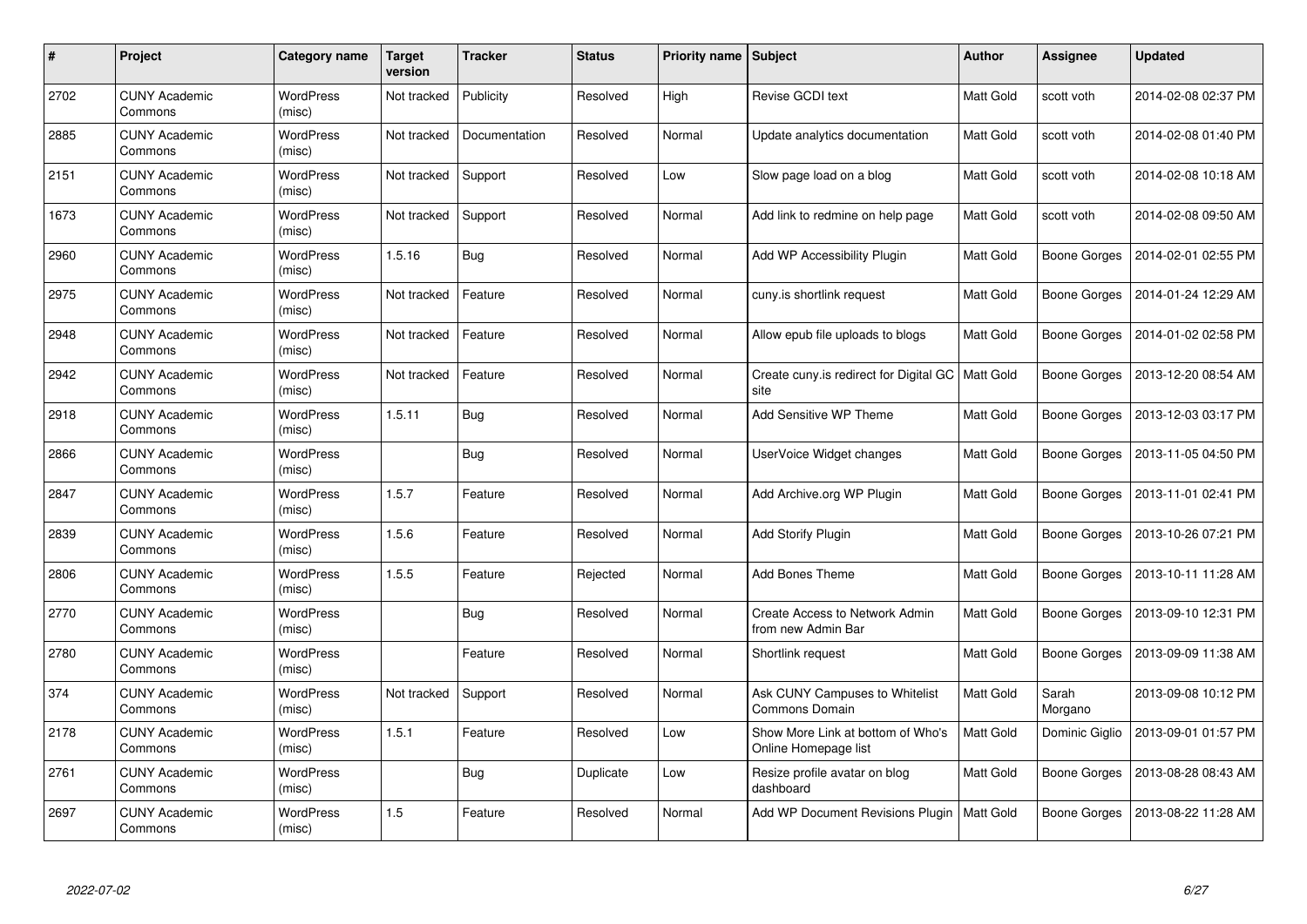| # | Project | Category name | Target version | Tracker | Status | Priority name | Subject | Author | Assignee | Updated |
|---|---|---|---|---|---|---|---|---|---|---|
| 2702 | CUNY Academic Commons | WordPress (misc) | Not tracked | Publicity | Resolved | High | Revise GCDI text | Matt Gold | scott voth | 2014-02-08 02:37 PM |
| 2885 | CUNY Academic Commons | WordPress (misc) | Not tracked | Documentation | Resolved | Normal | Update analytics documentation | Matt Gold | scott voth | 2014-02-08 01:40 PM |
| 2151 | CUNY Academic Commons | WordPress (misc) | Not tracked | Support | Resolved | Low | Slow page load on a blog | Matt Gold | scott voth | 2014-02-08 10:18 AM |
| 1673 | CUNY Academic Commons | WordPress (misc) | Not tracked | Support | Resolved | Normal | Add link to redmine on help page | Matt Gold | scott voth | 2014-02-08 09:50 AM |
| 2960 | CUNY Academic Commons | WordPress (misc) | 1.5.16 | Bug | Resolved | Normal | Add WP Accessibility Plugin | Matt Gold | Boone Gorges | 2014-02-01 02:55 PM |
| 2975 | CUNY Academic Commons | WordPress (misc) | Not tracked | Feature | Resolved | Normal | cuny.is shortlink request | Matt Gold | Boone Gorges | 2014-01-24 12:29 AM |
| 2948 | CUNY Academic Commons | WordPress (misc) | Not tracked | Feature | Resolved | Normal | Allow epub file uploads to blogs | Matt Gold | Boone Gorges | 2014-01-02 02:58 PM |
| 2942 | CUNY Academic Commons | WordPress (misc) | Not tracked | Feature | Resolved | Normal | Create cuny.is redirect for Digital GC site | Matt Gold | Boone Gorges | 2013-12-20 08:54 AM |
| 2918 | CUNY Academic Commons | WordPress (misc) | 1.5.11 | Bug | Resolved | Normal | Add Sensitive WP Theme | Matt Gold | Boone Gorges | 2013-12-03 03:17 PM |
| 2866 | CUNY Academic Commons | WordPress (misc) | | Bug | Resolved | Normal | UserVoice Widget changes | Matt Gold | Boone Gorges | 2013-11-05 04:50 PM |
| 2847 | CUNY Academic Commons | WordPress (misc) | 1.5.7 | Feature | Resolved | Normal | Add Archive.org WP Plugin | Matt Gold | Boone Gorges | 2013-11-01 02:41 PM |
| 2839 | CUNY Academic Commons | WordPress (misc) | 1.5.6 | Feature | Resolved | Normal | Add Storify Plugin | Matt Gold | Boone Gorges | 2013-10-26 07:21 PM |
| 2806 | CUNY Academic Commons | WordPress (misc) | 1.5.5 | Feature | Rejected | Normal | Add Bones Theme | Matt Gold | Boone Gorges | 2013-10-11 11:28 AM |
| 2770 | CUNY Academic Commons | WordPress (misc) | | Bug | Resolved | Normal | Create Access to Network Admin from new Admin Bar | Matt Gold | Boone Gorges | 2013-09-10 12:31 PM |
| 2780 | CUNY Academic Commons | WordPress (misc) | | Feature | Resolved | Normal | Shortlink request | Matt Gold | Boone Gorges | 2013-09-09 11:38 AM |
| 374 | CUNY Academic Commons | WordPress (misc) | Not tracked | Support | Resolved | Normal | Ask CUNY Campuses to Whitelist Commons Domain | Matt Gold | Sarah Morgano | 2013-09-08 10:12 PM |
| 2178 | CUNY Academic Commons | WordPress (misc) | 1.5.1 | Feature | Resolved | Low | Show More Link at bottom of Who's Online Homepage list | Matt Gold | Dominic Giglio | 2013-09-01 01:57 PM |
| 2761 | CUNY Academic Commons | WordPress (misc) | | Bug | Duplicate | Low | Resize profile avatar on blog dashboard | Matt Gold | Boone Gorges | 2013-08-28 08:43 AM |
| 2697 | CUNY Academic Commons | WordPress (misc) | 1.5 | Feature | Resolved | Normal | Add WP Document Revisions Plugin | Matt Gold | Boone Gorges | 2013-08-22 11:28 AM |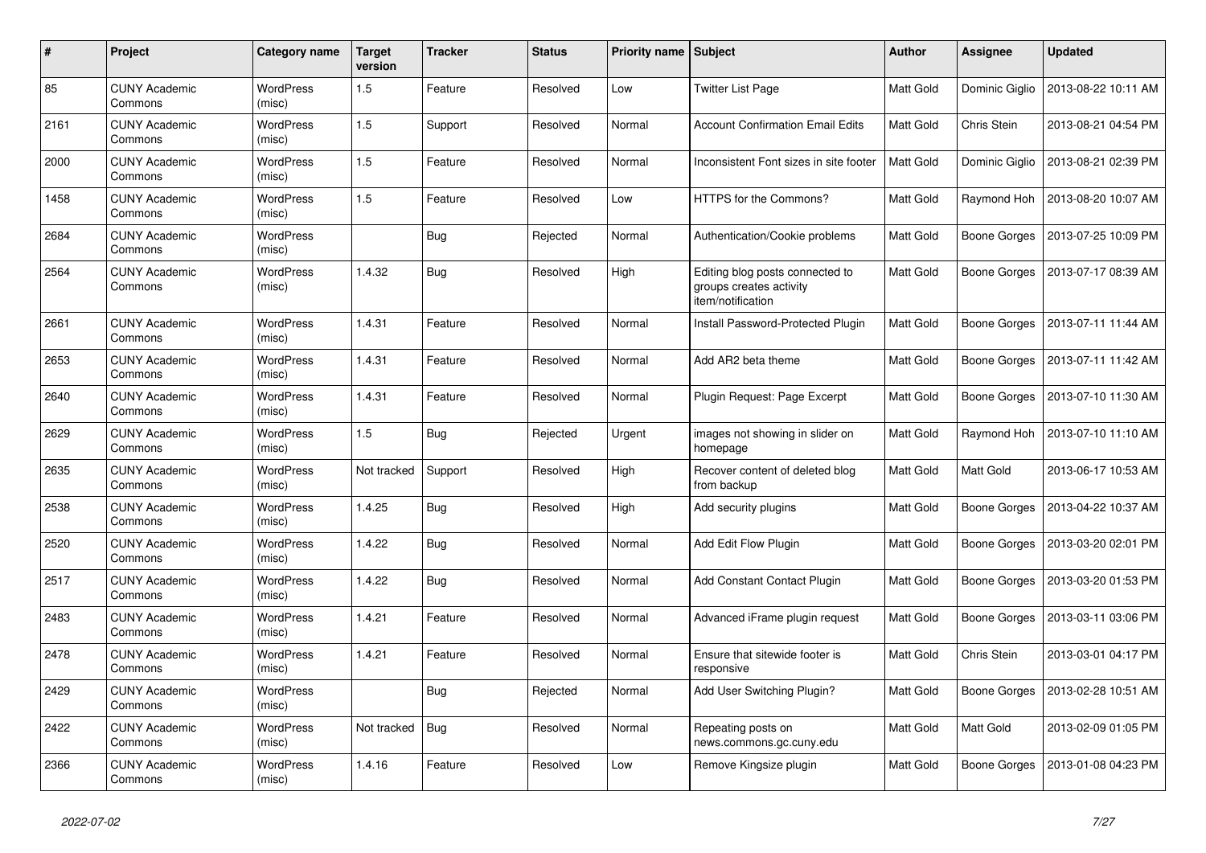| # | Project | Category name | Target version | Tracker | Status | Priority name | Subject | Author | Assignee | Updated |
|---|---|---|---|---|---|---|---|---|---|---|
| 85 | CUNY Academic Commons | WordPress (misc) | 1.5 | Feature | Resolved | Low | Twitter List Page | Matt Gold | Dominic Giglio | 2013-08-22 10:11 AM |
| 2161 | CUNY Academic Commons | WordPress (misc) | 1.5 | Support | Resolved | Normal | Account Confirmation Email Edits | Matt Gold | Chris Stein | 2013-08-21 04:54 PM |
| 2000 | CUNY Academic Commons | WordPress (misc) | 1.5 | Feature | Resolved | Normal | Inconsistent Font sizes in site footer | Matt Gold | Dominic Giglio | 2013-08-21 02:39 PM |
| 1458 | CUNY Academic Commons | WordPress (misc) | 1.5 | Feature | Resolved | Low | HTTPS for the Commons? | Matt Gold | Raymond Hoh | 2013-08-20 10:07 AM |
| 2684 | CUNY Academic Commons | WordPress (misc) | | Bug | Rejected | Normal | Authentication/Cookie problems | Matt Gold | Boone Gorges | 2013-07-25 10:09 PM |
| 2564 | CUNY Academic Commons | WordPress (misc) | 1.4.32 | Bug | Resolved | High | Editing blog posts connected to groups creates activity item/notification | Matt Gold | Boone Gorges | 2013-07-17 08:39 AM |
| 2661 | CUNY Academic Commons | WordPress (misc) | 1.4.31 | Feature | Resolved | Normal | Install Password-Protected Plugin | Matt Gold | Boone Gorges | 2013-07-11 11:44 AM |
| 2653 | CUNY Academic Commons | WordPress (misc) | 1.4.31 | Feature | Resolved | Normal | Add AR2 beta theme | Matt Gold | Boone Gorges | 2013-07-11 11:42 AM |
| 2640 | CUNY Academic Commons | WordPress (misc) | 1.4.31 | Feature | Resolved | Normal | Plugin Request: Page Excerpt | Matt Gold | Boone Gorges | 2013-07-10 11:30 AM |
| 2629 | CUNY Academic Commons | WordPress (misc) | 1.5 | Bug | Rejected | Urgent | images not showing in slider on homepage | Matt Gold | Raymond Hoh | 2013-07-10 11:10 AM |
| 2635 | CUNY Academic Commons | WordPress (misc) | Not tracked | Support | Resolved | High | Recover content of deleted blog from backup | Matt Gold | Matt Gold | 2013-06-17 10:53 AM |
| 2538 | CUNY Academic Commons | WordPress (misc) | 1.4.25 | Bug | Resolved | High | Add security plugins | Matt Gold | Boone Gorges | 2013-04-22 10:37 AM |
| 2520 | CUNY Academic Commons | WordPress (misc) | 1.4.22 | Bug | Resolved | Normal | Add Edit Flow Plugin | Matt Gold | Boone Gorges | 2013-03-20 02:01 PM |
| 2517 | CUNY Academic Commons | WordPress (misc) | 1.4.22 | Bug | Resolved | Normal | Add Constant Contact Plugin | Matt Gold | Boone Gorges | 2013-03-20 01:53 PM |
| 2483 | CUNY Academic Commons | WordPress (misc) | 1.4.21 | Feature | Resolved | Normal | Advanced iFrame plugin request | Matt Gold | Boone Gorges | 2013-03-11 03:06 PM |
| 2478 | CUNY Academic Commons | WordPress (misc) | 1.4.21 | Feature | Resolved | Normal | Ensure that sitewide footer is responsive | Matt Gold | Chris Stein | 2013-03-01 04:17 PM |
| 2429 | CUNY Academic Commons | WordPress (misc) | | Bug | Rejected | Normal | Add User Switching Plugin? | Matt Gold | Boone Gorges | 2013-02-28 10:51 AM |
| 2422 | CUNY Academic Commons | WordPress (misc) | Not tracked | Bug | Resolved | Normal | Repeating posts on news.commons.gc.cuny.edu | Matt Gold | Matt Gold | 2013-02-09 01:05 PM |
| 2366 | CUNY Academic Commons | WordPress (misc) | 1.4.16 | Feature | Resolved | Low | Remove Kingsize plugin | Matt Gold | Boone Gorges | 2013-01-08 04:23 PM |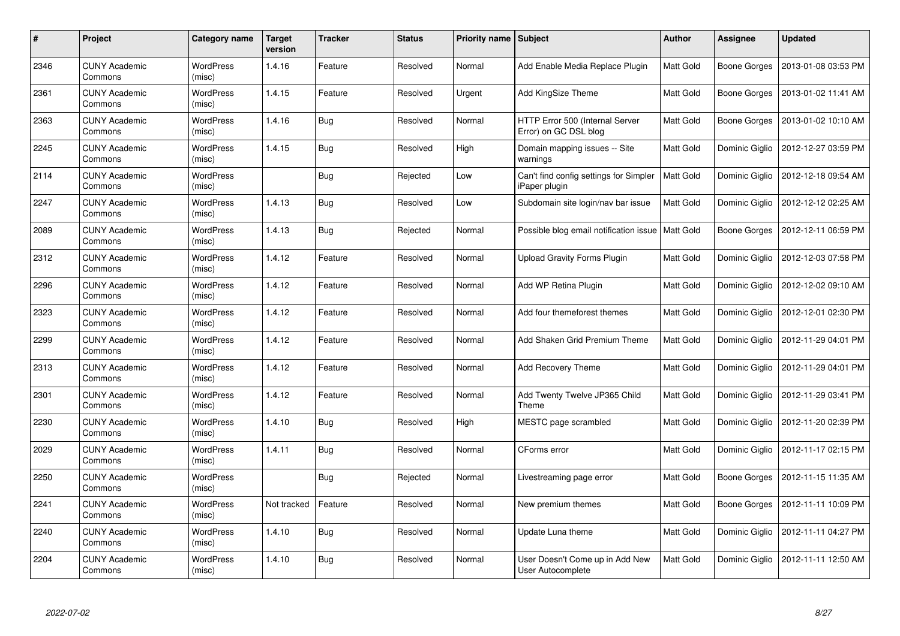| # | Project | Category name | Target version | Tracker | Status | Priority name | Subject | Author | Assignee | Updated |
|---|---|---|---|---|---|---|---|---|---|---|
| 2346 | CUNY Academic Commons | WordPress (misc) | 1.4.16 | Feature | Resolved | Normal | Add Enable Media Replace Plugin | Matt Gold | Boone Gorges | 2013-01-08 03:53 PM |
| 2361 | CUNY Academic Commons | WordPress (misc) | 1.4.15 | Feature | Resolved | Urgent | Add KingSize Theme | Matt Gold | Boone Gorges | 2013-01-02 11:41 AM |
| 2363 | CUNY Academic Commons | WordPress (misc) | 1.4.16 | Bug | Resolved | Normal | HTTP Error 500 (Internal Server Error) on GC DSL blog | Matt Gold | Boone Gorges | 2013-01-02 10:10 AM |
| 2245 | CUNY Academic Commons | WordPress (misc) | 1.4.15 | Bug | Resolved | High | Domain mapping issues -- Site warnings | Matt Gold | Dominic Giglio | 2012-12-27 03:59 PM |
| 2114 | CUNY Academic Commons | WordPress (misc) | | Bug | Rejected | Low | Can't find config settings for Simpler iPaper plugin | Matt Gold | Dominic Giglio | 2012-12-18 09:54 AM |
| 2247 | CUNY Academic Commons | WordPress (misc) | 1.4.13 | Bug | Resolved | Low | Subdomain site login/nav bar issue | Matt Gold | Dominic Giglio | 2012-12-12 02:25 AM |
| 2089 | CUNY Academic Commons | WordPress (misc) | 1.4.13 | Bug | Rejected | Normal | Possible blog email notification issue | Matt Gold | Boone Gorges | 2012-12-11 06:59 PM |
| 2312 | CUNY Academic Commons | WordPress (misc) | 1.4.12 | Feature | Resolved | Normal | Upload Gravity Forms Plugin | Matt Gold | Dominic Giglio | 2012-12-03 07:58 PM |
| 2296 | CUNY Academic Commons | WordPress (misc) | 1.4.12 | Feature | Resolved | Normal | Add WP Retina Plugin | Matt Gold | Dominic Giglio | 2012-12-02 09:10 AM |
| 2323 | CUNY Academic Commons | WordPress (misc) | 1.4.12 | Feature | Resolved | Normal | Add four themeforest themes | Matt Gold | Dominic Giglio | 2012-12-01 02:30 PM |
| 2299 | CUNY Academic Commons | WordPress (misc) | 1.4.12 | Feature | Resolved | Normal | Add Shaken Grid Premium Theme | Matt Gold | Dominic Giglio | 2012-11-29 04:01 PM |
| 2313 | CUNY Academic Commons | WordPress (misc) | 1.4.12 | Feature | Resolved | Normal | Add Recovery Theme | Matt Gold | Dominic Giglio | 2012-11-29 04:01 PM |
| 2301 | CUNY Academic Commons | WordPress (misc) | 1.4.12 | Feature | Resolved | Normal | Add Twenty Twelve JP365 Child Theme | Matt Gold | Dominic Giglio | 2012-11-29 03:41 PM |
| 2230 | CUNY Academic Commons | WordPress (misc) | 1.4.10 | Bug | Resolved | High | MESTC page scrambled | Matt Gold | Dominic Giglio | 2012-11-20 02:39 PM |
| 2029 | CUNY Academic Commons | WordPress (misc) | 1.4.11 | Bug | Resolved | Normal | CForms error | Matt Gold | Dominic Giglio | 2012-11-17 02:15 PM |
| 2250 | CUNY Academic Commons | WordPress (misc) | | Bug | Rejected | Normal | Livestreaming page error | Matt Gold | Boone Gorges | 2012-11-15 11:35 AM |
| 2241 | CUNY Academic Commons | WordPress (misc) | Not tracked | Feature | Resolved | Normal | New premium themes | Matt Gold | Boone Gorges | 2012-11-11 10:09 PM |
| 2240 | CUNY Academic Commons | WordPress (misc) | 1.4.10 | Bug | Resolved | Normal | Update Luna theme | Matt Gold | Dominic Giglio | 2012-11-11 04:27 PM |
| 2204 | CUNY Academic Commons | WordPress (misc) | 1.4.10 | Bug | Resolved | Normal | User Doesn't Come up in Add New User Autocomplete | Matt Gold | Dominic Giglio | 2012-11-11 12:50 AM |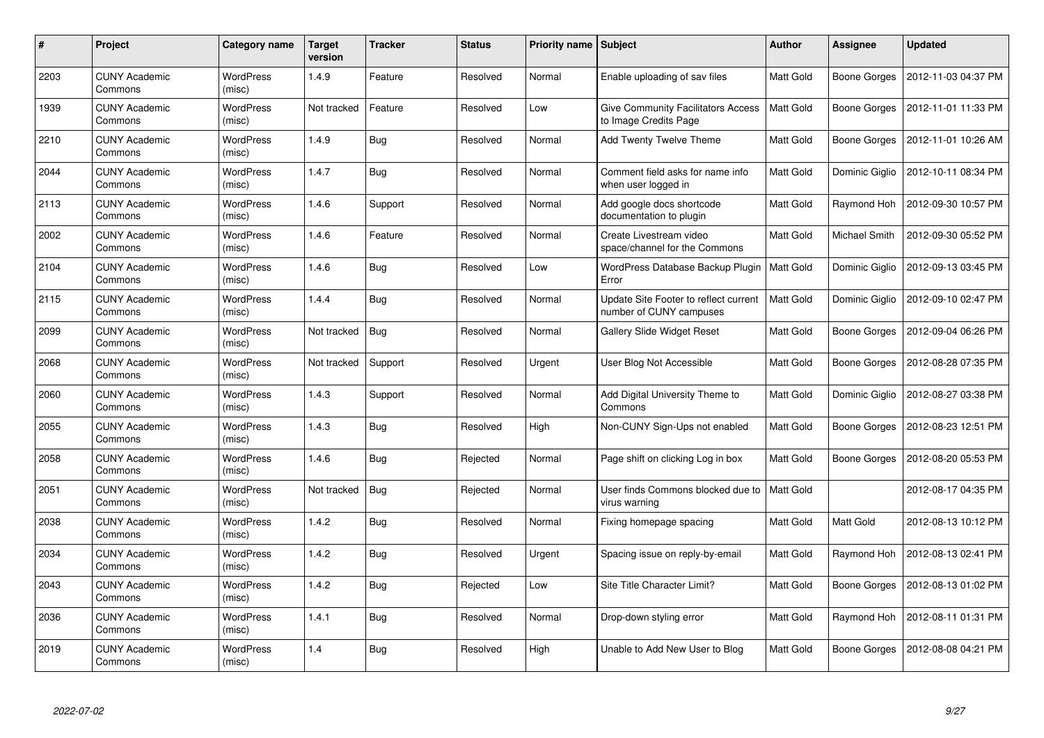| # | Project | Category name | Target version | Tracker | Status | Priority name | Subject | Author | Assignee | Updated |
|---|---|---|---|---|---|---|---|---|---|---|
| 2203 | CUNY Academic Commons | WordPress (misc) | 1.4.9 | Feature | Resolved | Normal | Enable uploading of sav files | Matt Gold | Boone Gorges | 2012-11-03 04:37 PM |
| 1939 | CUNY Academic Commons | WordPress (misc) | Not tracked | Feature | Resolved | Low | Give Community Facilitators Access to Image Credits Page | Matt Gold | Boone Gorges | 2012-11-01 11:33 PM |
| 2210 | CUNY Academic Commons | WordPress (misc) | 1.4.9 | Bug | Resolved | Normal | Add Twenty Twelve Theme | Matt Gold | Boone Gorges | 2012-11-01 10:26 AM |
| 2044 | CUNY Academic Commons | WordPress (misc) | 1.4.7 | Bug | Resolved | Normal | Comment field asks for name info when user logged in | Matt Gold | Dominic Giglio | 2012-10-11 08:34 PM |
| 2113 | CUNY Academic Commons | WordPress (misc) | 1.4.6 | Support | Resolved | Normal | Add google docs shortcode documentation to plugin | Matt Gold | Raymond Hoh | 2012-09-30 10:57 PM |
| 2002 | CUNY Academic Commons | WordPress (misc) | 1.4.6 | Feature | Resolved | Normal | Create Livestream video space/channel for the Commons | Matt Gold | Michael Smith | 2012-09-30 05:52 PM |
| 2104 | CUNY Academic Commons | WordPress (misc) | 1.4.6 | Bug | Resolved | Low | WordPress Database Backup Plugin Error | Matt Gold | Dominic Giglio | 2012-09-13 03:45 PM |
| 2115 | CUNY Academic Commons | WordPress (misc) | 1.4.4 | Bug | Resolved | Normal | Update Site Footer to reflect current number of CUNY campuses | Matt Gold | Dominic Giglio | 2012-09-10 02:47 PM |
| 2099 | CUNY Academic Commons | WordPress (misc) | Not tracked | Bug | Resolved | Normal | Gallery Slide Widget Reset | Matt Gold | Boone Gorges | 2012-09-04 06:26 PM |
| 2068 | CUNY Academic Commons | WordPress (misc) | Not tracked | Support | Resolved | Urgent | User Blog Not Accessible | Matt Gold | Boone Gorges | 2012-08-28 07:35 PM |
| 2060 | CUNY Academic Commons | WordPress (misc) | 1.4.3 | Support | Resolved | Normal | Add Digital University Theme to Commons | Matt Gold | Dominic Giglio | 2012-08-27 03:38 PM |
| 2055 | CUNY Academic Commons | WordPress (misc) | 1.4.3 | Bug | Resolved | High | Non-CUNY Sign-Ups not enabled | Matt Gold | Boone Gorges | 2012-08-23 12:51 PM |
| 2058 | CUNY Academic Commons | WordPress (misc) | 1.4.6 | Bug | Rejected | Normal | Page shift on clicking Log in box | Matt Gold | Boone Gorges | 2012-08-20 05:53 PM |
| 2051 | CUNY Academic Commons | WordPress (misc) | Not tracked | Bug | Rejected | Normal | User finds Commons blocked due to virus warning | Matt Gold | | 2012-08-17 04:35 PM |
| 2038 | CUNY Academic Commons | WordPress (misc) | 1.4.2 | Bug | Resolved | Normal | Fixing homepage spacing | Matt Gold | Matt Gold | 2012-08-13 10:12 PM |
| 2034 | CUNY Academic Commons | WordPress (misc) | 1.4.2 | Bug | Resolved | Urgent | Spacing issue on reply-by-email | Matt Gold | Raymond Hoh | 2012-08-13 02:41 PM |
| 2043 | CUNY Academic Commons | WordPress (misc) | 1.4.2 | Bug | Rejected | Low | Site Title Character Limit? | Matt Gold | Boone Gorges | 2012-08-13 01:02 PM |
| 2036 | CUNY Academic Commons | WordPress (misc) | 1.4.1 | Bug | Resolved | Normal | Drop-down styling error | Matt Gold | Raymond Hoh | 2012-08-11 01:31 PM |
| 2019 | CUNY Academic Commons | WordPress (misc) | 1.4 | Bug | Resolved | High | Unable to Add New User to Blog | Matt Gold | Boone Gorges | 2012-08-08 04:21 PM |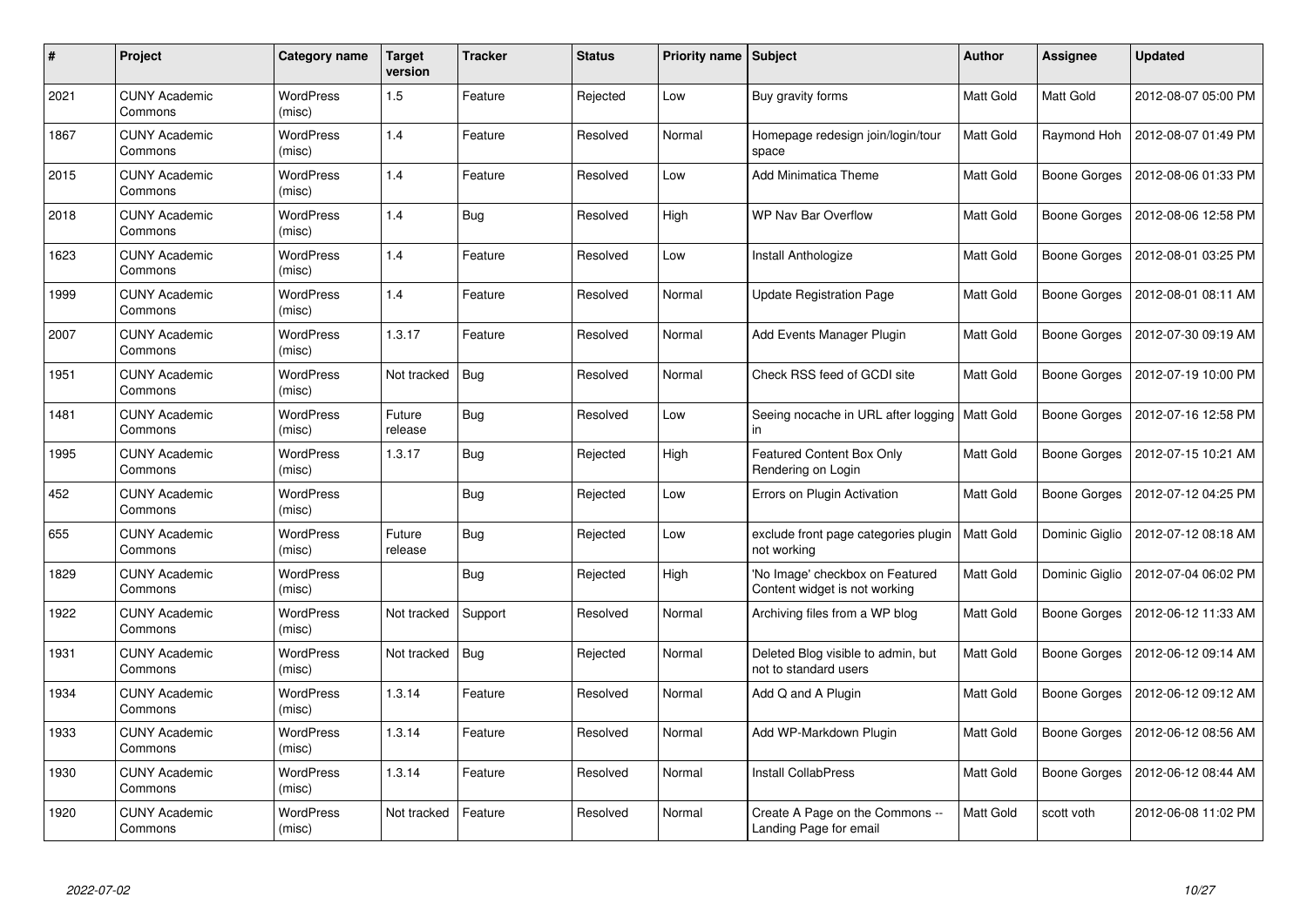| # | Project | Category name | Target version | Tracker | Status | Priority name | Subject | Author | Assignee | Updated |
|---|---|---|---|---|---|---|---|---|---|---|
| 2021 | CUNY Academic Commons | WordPress (misc) | 1.5 | Feature | Rejected | Low | Buy gravity forms | Matt Gold | Matt Gold | 2012-08-07 05:00 PM |
| 1867 | CUNY Academic Commons | WordPress (misc) | 1.4 | Feature | Resolved | Normal | Homepage redesign join/login/tour space | Matt Gold | Raymond Hoh | 2012-08-07 01:49 PM |
| 2015 | CUNY Academic Commons | WordPress (misc) | 1.4 | Feature | Resolved | Low | Add Minimatica Theme | Matt Gold | Boone Gorges | 2012-08-06 01:33 PM |
| 2018 | CUNY Academic Commons | WordPress (misc) | 1.4 | Bug | Resolved | High | WP Nav Bar Overflow | Matt Gold | Boone Gorges | 2012-08-06 12:58 PM |
| 1623 | CUNY Academic Commons | WordPress (misc) | 1.4 | Feature | Resolved | Low | Install Anthologize | Matt Gold | Boone Gorges | 2012-08-01 03:25 PM |
| 1999 | CUNY Academic Commons | WordPress (misc) | 1.4 | Feature | Resolved | Normal | Update Registration Page | Matt Gold | Boone Gorges | 2012-08-01 08:11 AM |
| 2007 | CUNY Academic Commons | WordPress (misc) | 1.3.17 | Feature | Resolved | Normal | Add Events Manager Plugin | Matt Gold | Boone Gorges | 2012-07-30 09:19 AM |
| 1951 | CUNY Academic Commons | WordPress (misc) | Not tracked | Bug | Resolved | Normal | Check RSS feed of GCDI site | Matt Gold | Boone Gorges | 2012-07-19 10:00 PM |
| 1481 | CUNY Academic Commons | WordPress (misc) | Future release | Bug | Resolved | Low | Seeing nocache in URL after logging in | Matt Gold | Boone Gorges | 2012-07-16 12:58 PM |
| 1995 | CUNY Academic Commons | WordPress (misc) | 1.3.17 | Bug | Rejected | High | Featured Content Box Only Rendering on Login | Matt Gold | Boone Gorges | 2012-07-15 10:21 AM |
| 452 | CUNY Academic Commons | WordPress (misc) | | Bug | Rejected | Low | Errors on Plugin Activation | Matt Gold | Boone Gorges | 2012-07-12 04:25 PM |
| 655 | CUNY Academic Commons | WordPress (misc) | Future release | Bug | Rejected | Low | exclude front page categories plugin not working | Matt Gold | Dominic Giglio | 2012-07-12 08:18 AM |
| 1829 | CUNY Academic Commons | WordPress (misc) | | Bug | Rejected | High | 'No Image' checkbox on Featured Content widget is not working | Matt Gold | Dominic Giglio | 2012-07-04 06:02 PM |
| 1922 | CUNY Academic Commons | WordPress (misc) | Not tracked | Support | Resolved | Normal | Archiving files from a WP blog | Matt Gold | Boone Gorges | 2012-06-12 11:33 AM |
| 1931 | CUNY Academic Commons | WordPress (misc) | Not tracked | Bug | Rejected | Normal | Deleted Blog visible to admin, but not to standard users | Matt Gold | Boone Gorges | 2012-06-12 09:14 AM |
| 1934 | CUNY Academic Commons | WordPress (misc) | 1.3.14 | Feature | Resolved | Normal | Add Q and A Plugin | Matt Gold | Boone Gorges | 2012-06-12 09:12 AM |
| 1933 | CUNY Academic Commons | WordPress (misc) | 1.3.14 | Feature | Resolved | Normal | Add WP-Markdown Plugin | Matt Gold | Boone Gorges | 2012-06-12 08:56 AM |
| 1930 | CUNY Academic Commons | WordPress (misc) | 1.3.14 | Feature | Resolved | Normal | Install CollabPress | Matt Gold | Boone Gorges | 2012-06-12 08:44 AM |
| 1920 | CUNY Academic Commons | WordPress (misc) | Not tracked | Feature | Resolved | Normal | Create A Page on the Commons -- Landing Page for email | Matt Gold | scott voth | 2012-06-08 11:02 PM |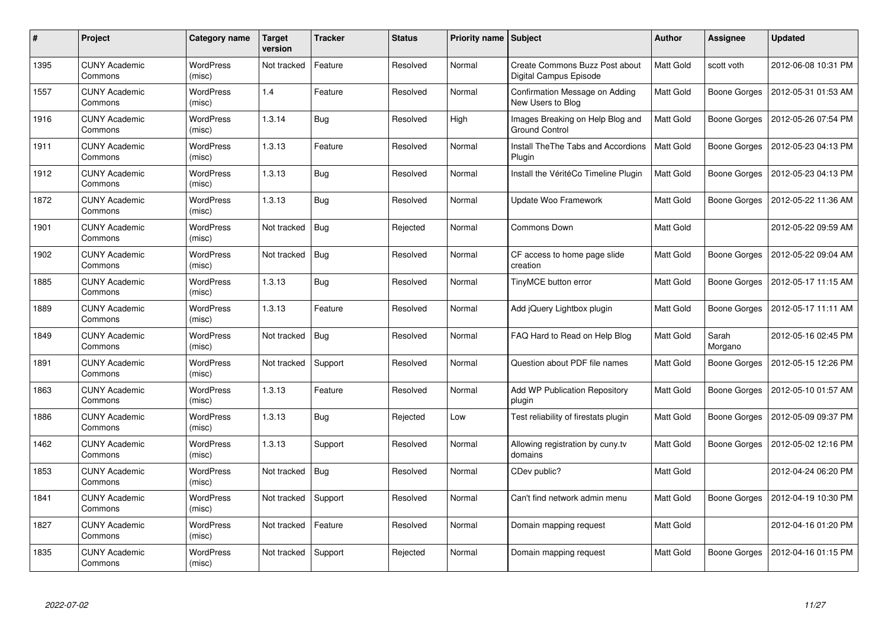| # | Project | Category name | Target version | Tracker | Status | Priority name | Subject | Author | Assignee | Updated |
|---|---|---|---|---|---|---|---|---|---|---|
| 1395 | CUNY Academic Commons | WordPress (misc) | Not tracked | Feature | Resolved | Normal | Create Commons Buzz Post about Digital Campus Episode | Matt Gold | scott voth | 2012-06-08 10:31 PM |
| 1557 | CUNY Academic Commons | WordPress (misc) | 1.4 | Feature | Resolved | Normal | Confirmation Message on Adding New Users to Blog | Matt Gold | Boone Gorges | 2012-05-31 01:53 AM |
| 1916 | CUNY Academic Commons | WordPress (misc) | 1.3.14 | Bug | Resolved | High | Images Breaking on Help Blog and Ground Control | Matt Gold | Boone Gorges | 2012-05-26 07:54 PM |
| 1911 | CUNY Academic Commons | WordPress (misc) | 1.3.13 | Feature | Resolved | Normal | Install TheThe Tabs and Accordions Plugin | Matt Gold | Boone Gorges | 2012-05-23 04:13 PM |
| 1912 | CUNY Academic Commons | WordPress (misc) | 1.3.13 | Bug | Resolved | Normal | Install the VéritéCo Timeline Plugin | Matt Gold | Boone Gorges | 2012-05-23 04:13 PM |
| 1872 | CUNY Academic Commons | WordPress (misc) | 1.3.13 | Bug | Resolved | Normal | Update Woo Framework | Matt Gold | Boone Gorges | 2012-05-22 11:36 AM |
| 1901 | CUNY Academic Commons | WordPress (misc) | Not tracked | Bug | Rejected | Normal | Commons Down | Matt Gold | | 2012-05-22 09:59 AM |
| 1902 | CUNY Academic Commons | WordPress (misc) | Not tracked | Bug | Resolved | Normal | CF access to home page slide creation | Matt Gold | Boone Gorges | 2012-05-22 09:04 AM |
| 1885 | CUNY Academic Commons | WordPress (misc) | 1.3.13 | Bug | Resolved | Normal | TinyMCE button error | Matt Gold | Boone Gorges | 2012-05-17 11:15 AM |
| 1889 | CUNY Academic Commons | WordPress (misc) | 1.3.13 | Feature | Resolved | Normal | Add jQuery Lightbox plugin | Matt Gold | Boone Gorges | 2012-05-17 11:11 AM |
| 1849 | CUNY Academic Commons | WordPress (misc) | Not tracked | Bug | Resolved | Normal | FAQ Hard to Read on Help Blog | Matt Gold | Sarah Morgano | 2012-05-16 02:45 PM |
| 1891 | CUNY Academic Commons | WordPress (misc) | Not tracked | Support | Resolved | Normal | Question about PDF file names | Matt Gold | Boone Gorges | 2012-05-15 12:26 PM |
| 1863 | CUNY Academic Commons | WordPress (misc) | 1.3.13 | Feature | Resolved | Normal | Add WP Publication Repository plugin | Matt Gold | Boone Gorges | 2012-05-10 01:57 AM |
| 1886 | CUNY Academic Commons | WordPress (misc) | 1.3.13 | Bug | Rejected | Low | Test reliability of firestats plugin | Matt Gold | Boone Gorges | 2012-05-09 09:37 PM |
| 1462 | CUNY Academic Commons | WordPress (misc) | 1.3.13 | Support | Resolved | Normal | Allowing registration by cuny.tv domains | Matt Gold | Boone Gorges | 2012-05-02 12:16 PM |
| 1853 | CUNY Academic Commons | WordPress (misc) | Not tracked | Bug | Resolved | Normal | CDev public? | Matt Gold | | 2012-04-24 06:20 PM |
| 1841 | CUNY Academic Commons | WordPress (misc) | Not tracked | Support | Resolved | Normal | Can't find network admin menu | Matt Gold | Boone Gorges | 2012-04-19 10:30 PM |
| 1827 | CUNY Academic Commons | WordPress (misc) | Not tracked | Feature | Resolved | Normal | Domain mapping request | Matt Gold | | 2012-04-16 01:20 PM |
| 1835 | CUNY Academic Commons | WordPress (misc) | Not tracked | Support | Rejected | Normal | Domain mapping request | Matt Gold | Boone Gorges | 2012-04-16 01:15 PM |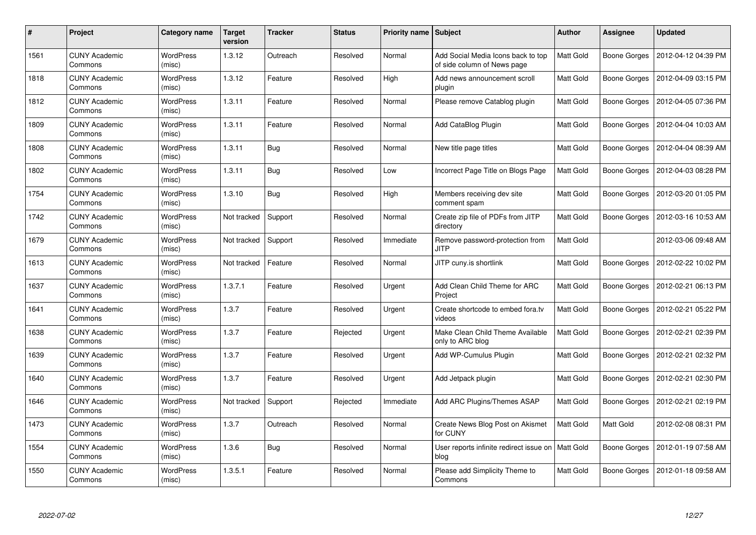| # | Project | Category name | Target version | Tracker | Status | Priority name | Subject | Author | Assignee | Updated |
|---|---|---|---|---|---|---|---|---|---|---|
| 1561 | CUNY Academic Commons | WordPress (misc) | 1.3.12 | Outreach | Resolved | Normal | Add Social Media Icons back to top of side column of News page | Matt Gold | Boone Gorges | 2012-04-12 04:39 PM |
| 1818 | CUNY Academic Commons | WordPress (misc) | 1.3.12 | Feature | Resolved | High | Add news announcement scroll plugin | Matt Gold | Boone Gorges | 2012-04-09 03:15 PM |
| 1812 | CUNY Academic Commons | WordPress (misc) | 1.3.11 | Feature | Resolved | Normal | Please remove Catablog plugin | Matt Gold | Boone Gorges | 2012-04-05 07:36 PM |
| 1809 | CUNY Academic Commons | WordPress (misc) | 1.3.11 | Feature | Resolved | Normal | Add CataBlog Plugin | Matt Gold | Boone Gorges | 2012-04-04 10:03 AM |
| 1808 | CUNY Academic Commons | WordPress (misc) | 1.3.11 | Bug | Resolved | Normal | New title page titles | Matt Gold | Boone Gorges | 2012-04-04 08:39 AM |
| 1802 | CUNY Academic Commons | WordPress (misc) | 1.3.11 | Bug | Resolved | Low | Incorrect Page Title on Blogs Page | Matt Gold | Boone Gorges | 2012-04-03 08:28 PM |
| 1754 | CUNY Academic Commons | WordPress (misc) | 1.3.10 | Bug | Resolved | High | Members receiving dev site comment spam | Matt Gold | Boone Gorges | 2012-03-20 01:05 PM |
| 1742 | CUNY Academic Commons | WordPress (misc) | Not tracked | Support | Resolved | Normal | Create zip file of PDFs from JITP directory | Matt Gold | Boone Gorges | 2012-03-16 10:53 AM |
| 1679 | CUNY Academic Commons | WordPress (misc) | Not tracked | Support | Resolved | Immediate | Remove password-protection from JITP | Matt Gold | | 2012-03-06 09:48 AM |
| 1613 | CUNY Academic Commons | WordPress (misc) | Not tracked | Feature | Resolved | Normal | JITP cuny.is shortlink | Matt Gold | Boone Gorges | 2012-02-22 10:02 PM |
| 1637 | CUNY Academic Commons | WordPress (misc) | 1.3.7.1 | Feature | Resolved | Urgent | Add Clean Child Theme for ARC Project | Matt Gold | Boone Gorges | 2012-02-21 06:13 PM |
| 1641 | CUNY Academic Commons | WordPress (misc) | 1.3.7 | Feature | Resolved | Urgent | Create shortcode to embed fora.tv videos | Matt Gold | Boone Gorges | 2012-02-21 05:22 PM |
| 1638 | CUNY Academic Commons | WordPress (misc) | 1.3.7 | Feature | Rejected | Urgent | Make Clean Child Theme Available only to ARC blog | Matt Gold | Boone Gorges | 2012-02-21 02:39 PM |
| 1639 | CUNY Academic Commons | WordPress (misc) | 1.3.7 | Feature | Resolved | Urgent | Add WP-Cumulus Plugin | Matt Gold | Boone Gorges | 2012-02-21 02:32 PM |
| 1640 | CUNY Academic Commons | WordPress (misc) | 1.3.7 | Feature | Resolved | Urgent | Add Jetpack plugin | Matt Gold | Boone Gorges | 2012-02-21 02:30 PM |
| 1646 | CUNY Academic Commons | WordPress (misc) | Not tracked | Support | Rejected | Immediate | Add ARC Plugins/Themes ASAP | Matt Gold | Boone Gorges | 2012-02-21 02:19 PM |
| 1473 | CUNY Academic Commons | WordPress (misc) | 1.3.7 | Outreach | Resolved | Normal | Create News Blog Post on Akismet for CUNY | Matt Gold | Matt Gold | 2012-02-08 08:31 PM |
| 1554 | CUNY Academic Commons | WordPress (misc) | 1.3.6 | Bug | Resolved | Normal | User reports infinite redirect issue on blog | Matt Gold | Boone Gorges | 2012-01-19 07:58 AM |
| 1550 | CUNY Academic Commons | WordPress (misc) | 1.3.5.1 | Feature | Resolved | Normal | Please add Simplicity Theme to Commons | Matt Gold | Boone Gorges | 2012-01-18 09:58 AM |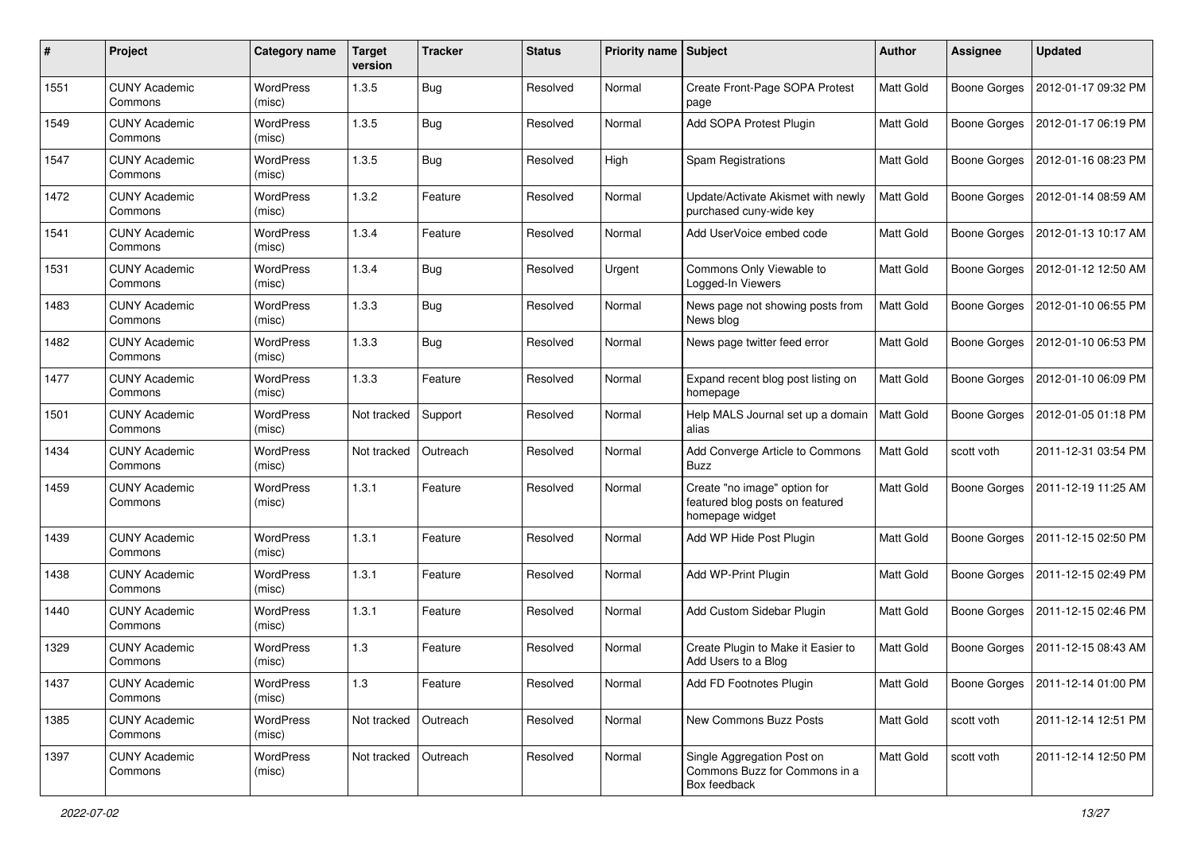| # | Project | Category name | Target version | Tracker | Status | Priority name | Subject | Author | Assignee | Updated |
|---|---|---|---|---|---|---|---|---|---|---|
| 1551 | CUNY Academic Commons | WordPress (misc) | 1.3.5 | Bug | Resolved | Normal | Create Front-Page SOPA Protest page | Matt Gold | Boone Gorges | 2012-01-17 09:32 PM |
| 1549 | CUNY Academic Commons | WordPress (misc) | 1.3.5 | Bug | Resolved | Normal | Add SOPA Protest Plugin | Matt Gold | Boone Gorges | 2012-01-17 06:19 PM |
| 1547 | CUNY Academic Commons | WordPress (misc) | 1.3.5 | Bug | Resolved | High | Spam Registrations | Matt Gold | Boone Gorges | 2012-01-16 08:23 PM |
| 1472 | CUNY Academic Commons | WordPress (misc) | 1.3.2 | Feature | Resolved | Normal | Update/Activate Akismet with newly purchased cuny-wide key | Matt Gold | Boone Gorges | 2012-01-14 08:59 AM |
| 1541 | CUNY Academic Commons | WordPress (misc) | 1.3.4 | Feature | Resolved | Normal | Add UserVoice embed code | Matt Gold | Boone Gorges | 2012-01-13 10:17 AM |
| 1531 | CUNY Academic Commons | WordPress (misc) | 1.3.4 | Bug | Resolved | Urgent | Commons Only Viewable to Logged-In Viewers | Matt Gold | Boone Gorges | 2012-01-12 12:50 AM |
| 1483 | CUNY Academic Commons | WordPress (misc) | 1.3.3 | Bug | Resolved | Normal | News page not showing posts from News blog | Matt Gold | Boone Gorges | 2012-01-10 06:55 PM |
| 1482 | CUNY Academic Commons | WordPress (misc) | 1.3.3 | Bug | Resolved | Normal | News page twitter feed error | Matt Gold | Boone Gorges | 2012-01-10 06:53 PM |
| 1477 | CUNY Academic Commons | WordPress (misc) | 1.3.3 | Feature | Resolved | Normal | Expand recent blog post listing on homepage | Matt Gold | Boone Gorges | 2012-01-10 06:09 PM |
| 1501 | CUNY Academic Commons | WordPress (misc) | Not tracked | Support | Resolved | Normal | Help MALS Journal set up a domain alias | Matt Gold | Boone Gorges | 2012-01-05 01:18 PM |
| 1434 | CUNY Academic Commons | WordPress (misc) | Not tracked | Outreach | Resolved | Normal | Add Converge Article to Commons Buzz | Matt Gold | scott voth | 2011-12-31 03:54 PM |
| 1459 | CUNY Academic Commons | WordPress (misc) | 1.3.1 | Feature | Resolved | Normal | Create "no image" option for featured blog posts on featured homepage widget | Matt Gold | Boone Gorges | 2011-12-19 11:25 AM |
| 1439 | CUNY Academic Commons | WordPress (misc) | 1.3.1 | Feature | Resolved | Normal | Add WP Hide Post Plugin | Matt Gold | Boone Gorges | 2011-12-15 02:50 PM |
| 1438 | CUNY Academic Commons | WordPress (misc) | 1.3.1 | Feature | Resolved | Normal | Add WP-Print Plugin | Matt Gold | Boone Gorges | 2011-12-15 02:49 PM |
| 1440 | CUNY Academic Commons | WordPress (misc) | 1.3.1 | Feature | Resolved | Normal | Add Custom Sidebar Plugin | Matt Gold | Boone Gorges | 2011-12-15 02:46 PM |
| 1329 | CUNY Academic Commons | WordPress (misc) | 1.3 | Feature | Resolved | Normal | Create Plugin to Make it Easier to Add Users to a Blog | Matt Gold | Boone Gorges | 2011-12-15 08:43 AM |
| 1437 | CUNY Academic Commons | WordPress (misc) | 1.3 | Feature | Resolved | Normal | Add FD Footnotes Plugin | Matt Gold | Boone Gorges | 2011-12-14 01:00 PM |
| 1385 | CUNY Academic Commons | WordPress (misc) | Not tracked | Outreach | Resolved | Normal | New Commons Buzz Posts | Matt Gold | scott voth | 2011-12-14 12:51 PM |
| 1397 | CUNY Academic Commons | WordPress (misc) | Not tracked | Outreach | Resolved | Normal | Single Aggregation Post on Commons Buzz for Commons in a Box feedback | Matt Gold | scott voth | 2011-12-14 12:50 PM |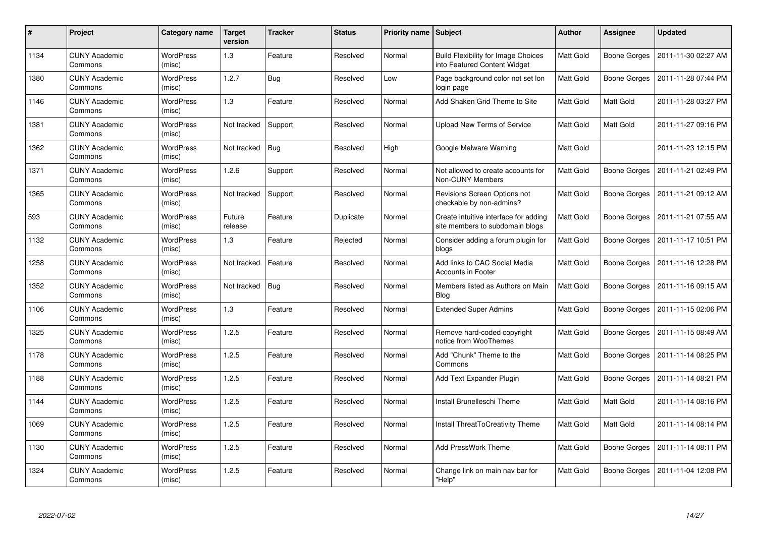| # | Project | Category name | Target version | Tracker | Status | Priority name | Subject | Author | Assignee | Updated |
|---|---|---|---|---|---|---|---|---|---|---|
| 1134 | CUNY Academic Commons | WordPress (misc) | 1.3 | Feature | Resolved | Normal | Build Flexibility for Image Choices into Featured Content Widget | Matt Gold | Boone Gorges | 2011-11-30 02:27 AM |
| 1380 | CUNY Academic Commons | WordPress (misc) | 1.2.7 | Bug | Resolved | Low | Page background color not set Ion login page | Matt Gold | Boone Gorges | 2011-11-28 07:44 PM |
| 1146 | CUNY Academic Commons | WordPress (misc) | 1.3 | Feature | Resolved | Normal | Add Shaken Grid Theme to Site | Matt Gold | Matt Gold | 2011-11-28 03:27 PM |
| 1381 | CUNY Academic Commons | WordPress (misc) | Not tracked | Support | Resolved | Normal | Upload New Terms of Service | Matt Gold | Matt Gold | 2011-11-27 09:16 PM |
| 1362 | CUNY Academic Commons | WordPress (misc) | Not tracked | Bug | Resolved | High | Google Malware Warning | Matt Gold | | 2011-11-23 12:15 PM |
| 1371 | CUNY Academic Commons | WordPress (misc) | 1.2.6 | Support | Resolved | Normal | Not allowed to create accounts for Non-CUNY Members | Matt Gold | Boone Gorges | 2011-11-21 02:49 PM |
| 1365 | CUNY Academic Commons | WordPress (misc) | Not tracked | Support | Resolved | Normal | Revisions Screen Options not checkable by non-admins? | Matt Gold | Boone Gorges | 2011-11-21 09:12 AM |
| 593 | CUNY Academic Commons | WordPress (misc) | Future release | Feature | Duplicate | Normal | Create intuitive interface for adding site members to subdomain blogs | Matt Gold | Boone Gorges | 2011-11-21 07:55 AM |
| 1132 | CUNY Academic Commons | WordPress (misc) | 1.3 | Feature | Rejected | Normal | Consider adding a forum plugin for blogs | Matt Gold | Boone Gorges | 2011-11-17 10:51 PM |
| 1258 | CUNY Academic Commons | WordPress (misc) | Not tracked | Feature | Resolved | Normal | Add links to CAC Social Media Accounts in Footer | Matt Gold | Boone Gorges | 2011-11-16 12:28 PM |
| 1352 | CUNY Academic Commons | WordPress (misc) | Not tracked | Bug | Resolved | Normal | Members listed as Authors on Main Blog | Matt Gold | Boone Gorges | 2011-11-16 09:15 AM |
| 1106 | CUNY Academic Commons | WordPress (misc) | 1.3 | Feature | Resolved | Normal | Extended Super Admins | Matt Gold | Boone Gorges | 2011-11-15 02:06 PM |
| 1325 | CUNY Academic Commons | WordPress (misc) | 1.2.5 | Feature | Resolved | Normal | Remove hard-coded copyright notice from WooThemes | Matt Gold | Boone Gorges | 2011-11-15 08:49 AM |
| 1178 | CUNY Academic Commons | WordPress (misc) | 1.2.5 | Feature | Resolved | Normal | Add "Chunk" Theme to the Commons | Matt Gold | Boone Gorges | 2011-11-14 08:25 PM |
| 1188 | CUNY Academic Commons | WordPress (misc) | 1.2.5 | Feature | Resolved | Normal | Add Text Expander Plugin | Matt Gold | Boone Gorges | 2011-11-14 08:21 PM |
| 1144 | CUNY Academic Commons | WordPress (misc) | 1.2.5 | Feature | Resolved | Normal | Install Brunelleschi Theme | Matt Gold | Matt Gold | 2011-11-14 08:16 PM |
| 1069 | CUNY Academic Commons | WordPress (misc) | 1.2.5 | Feature | Resolved | Normal | Install ThreatToCreativity Theme | Matt Gold | Matt Gold | 2011-11-14 08:14 PM |
| 1130 | CUNY Academic Commons | WordPress (misc) | 1.2.5 | Feature | Resolved | Normal | Add PressWork Theme | Matt Gold | Boone Gorges | 2011-11-14 08:11 PM |
| 1324 | CUNY Academic Commons | WordPress (misc) | 1.2.5 | Feature | Resolved | Normal | Change link on main nav bar for "Help" | Matt Gold | Boone Gorges | 2011-11-04 12:08 PM |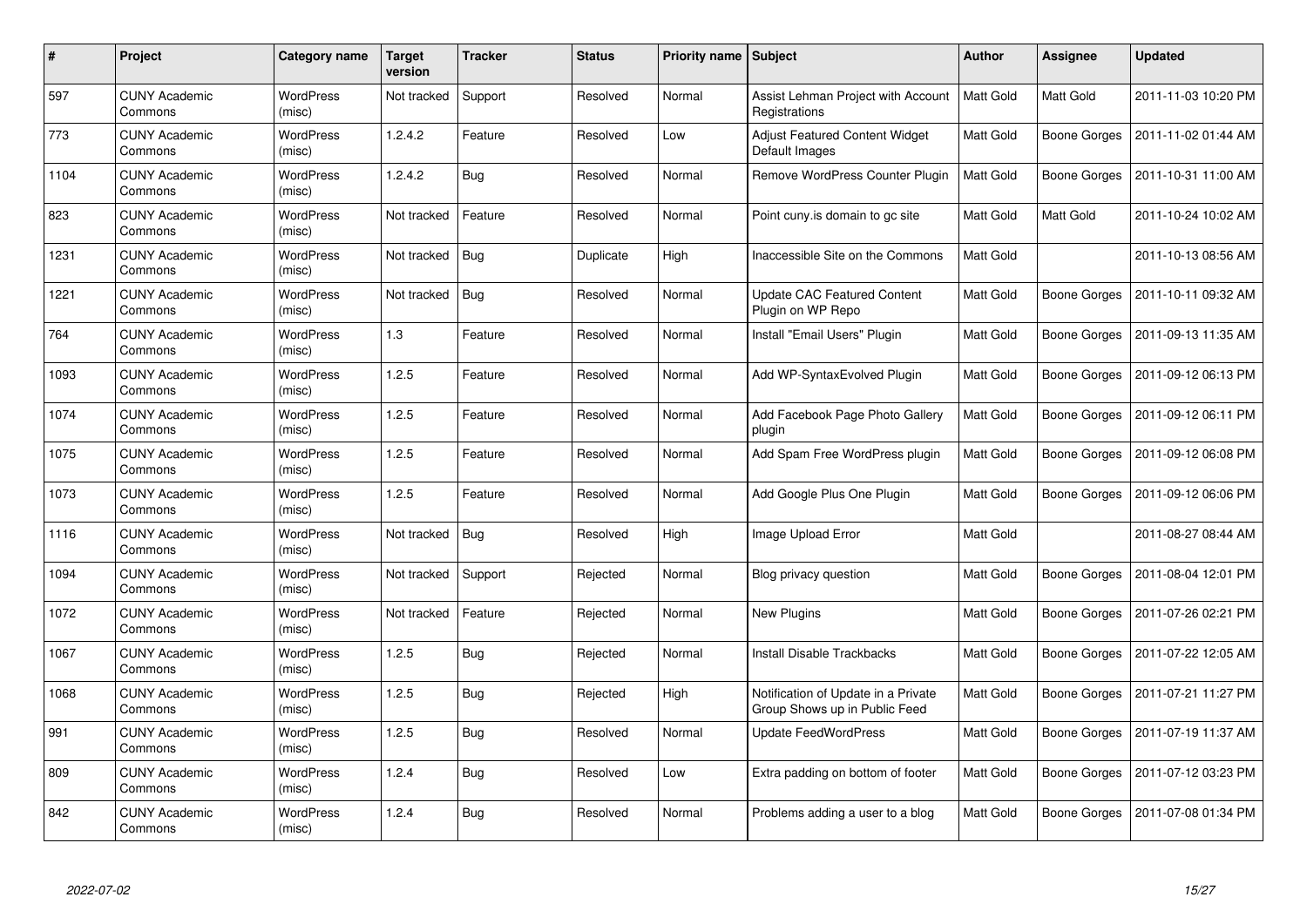| # | Project | Category name | Target version | Tracker | Status | Priority name | Subject | Author | Assignee | Updated |
|---|---|---|---|---|---|---|---|---|---|---|
| 597 | CUNY Academic Commons | WordPress (misc) | Not tracked | Support | Resolved | Normal | Assist Lehman Project with Account Registrations | Matt Gold | Matt Gold | 2011-11-03 10:20 PM |
| 773 | CUNY Academic Commons | WordPress (misc) | 1.2.4.2 | Feature | Resolved | Low | Adjust Featured Content Widget Default Images | Matt Gold | Boone Gorges | 2011-11-02 01:44 AM |
| 1104 | CUNY Academic Commons | WordPress (misc) | 1.2.4.2 | Bug | Resolved | Normal | Remove WordPress Counter Plugin | Matt Gold | Boone Gorges | 2011-10-31 11:00 AM |
| 823 | CUNY Academic Commons | WordPress (misc) | Not tracked | Feature | Resolved | Normal | Point cuny.is domain to gc site | Matt Gold | Matt Gold | 2011-10-24 10:02 AM |
| 1231 | CUNY Academic Commons | WordPress (misc) | Not tracked | Bug | Duplicate | High | Inaccessible Site on the Commons | Matt Gold | | 2011-10-13 08:56 AM |
| 1221 | CUNY Academic Commons | WordPress (misc) | Not tracked | Bug | Resolved | Normal | Update CAC Featured Content Plugin on WP Repo | Matt Gold | Boone Gorges | 2011-10-11 09:32 AM |
| 764 | CUNY Academic Commons | WordPress (misc) | 1.3 | Feature | Resolved | Normal | Install "Email Users" Plugin | Matt Gold | Boone Gorges | 2011-09-13 11:35 AM |
| 1093 | CUNY Academic Commons | WordPress (misc) | 1.2.5 | Feature | Resolved | Normal | Add WP-SyntaxEvolved Plugin | Matt Gold | Boone Gorges | 2011-09-12 06:13 PM |
| 1074 | CUNY Academic Commons | WordPress (misc) | 1.2.5 | Feature | Resolved | Normal | Add Facebook Page Photo Gallery plugin | Matt Gold | Boone Gorges | 2011-09-12 06:11 PM |
| 1075 | CUNY Academic Commons | WordPress (misc) | 1.2.5 | Feature | Resolved | Normal | Add Spam Free WordPress plugin | Matt Gold | Boone Gorges | 2011-09-12 06:08 PM |
| 1073 | CUNY Academic Commons | WordPress (misc) | 1.2.5 | Feature | Resolved | Normal | Add Google Plus One Plugin | Matt Gold | Boone Gorges | 2011-09-12 06:06 PM |
| 1116 | CUNY Academic Commons | WordPress (misc) | Not tracked | Bug | Resolved | High | Image Upload Error | Matt Gold | | 2011-08-27 08:44 AM |
| 1094 | CUNY Academic Commons | WordPress (misc) | Not tracked | Support | Rejected | Normal | Blog privacy question | Matt Gold | Boone Gorges | 2011-08-04 12:01 PM |
| 1072 | CUNY Academic Commons | WordPress (misc) | Not tracked | Feature | Rejected | Normal | New Plugins | Matt Gold | Boone Gorges | 2011-07-26 02:21 PM |
| 1067 | CUNY Academic Commons | WordPress (misc) | 1.2.5 | Bug | Rejected | Normal | Install Disable Trackbacks | Matt Gold | Boone Gorges | 2011-07-22 12:05 AM |
| 1068 | CUNY Academic Commons | WordPress (misc) | 1.2.5 | Bug | Rejected | High | Notification of Update in a Private Group Shows up in Public Feed | Matt Gold | Boone Gorges | 2011-07-21 11:27 PM |
| 991 | CUNY Academic Commons | WordPress (misc) | 1.2.5 | Bug | Resolved | Normal | Update FeedWordPress | Matt Gold | Boone Gorges | 2011-07-19 11:37 AM |
| 809 | CUNY Academic Commons | WordPress (misc) | 1.2.4 | Bug | Resolved | Low | Extra padding on bottom of footer | Matt Gold | Boone Gorges | 2011-07-12 03:23 PM |
| 842 | CUNY Academic Commons | WordPress (misc) | 1.2.4 | Bug | Resolved | Normal | Problems adding a user to a blog | Matt Gold | Boone Gorges | 2011-07-08 01:34 PM |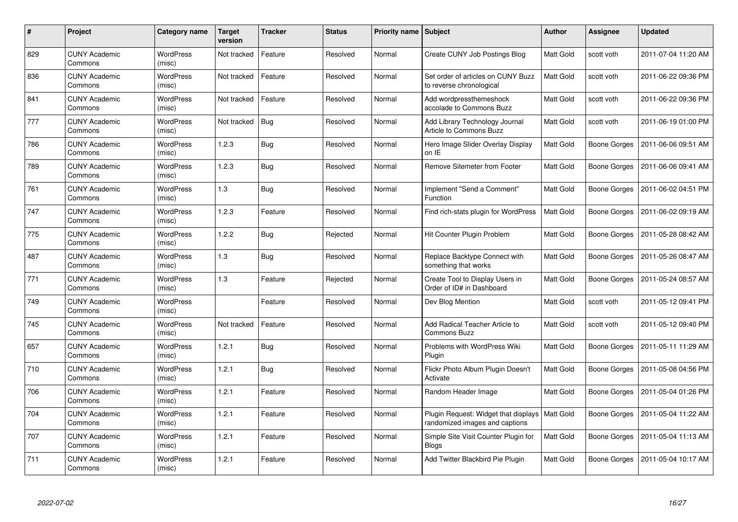| # | Project | Category name | Target version | Tracker | Status | Priority name | Subject | Author | Assignee | Updated |
|---|---|---|---|---|---|---|---|---|---|---|
| 829 | CUNY Academic Commons | WordPress (misc) | Not tracked | Feature | Resolved | Normal | Create CUNY Job Postings Blog | Matt Gold | scott voth | 2011-07-04 11:20 AM |
| 836 | CUNY Academic Commons | WordPress (misc) | Not tracked | Feature | Resolved | Normal | Set order of articles on CUNY Buzz to reverse chronological | Matt Gold | scott voth | 2011-06-22 09:36 PM |
| 841 | CUNY Academic Commons | WordPress (misc) | Not tracked | Feature | Resolved | Normal | Add wordpressthemeshock accolade to Commons Buzz | Matt Gold | scott voth | 2011-06-22 09:36 PM |
| 777 | CUNY Academic Commons | WordPress (misc) | Not tracked | Bug | Resolved | Normal | Add Library Technology Journal Article to Commons Buzz | Matt Gold | scott voth | 2011-06-19 01:00 PM |
| 786 | CUNY Academic Commons | WordPress (misc) | 1.2.3 | Bug | Resolved | Normal | Hero Image Slider Overlay Display on IE | Matt Gold | Boone Gorges | 2011-06-06 09:51 AM |
| 789 | CUNY Academic Commons | WordPress (misc) | 1.2.3 | Bug | Resolved | Normal | Remove Sitemeter from Footer | Matt Gold | Boone Gorges | 2011-06-06 09:41 AM |
| 761 | CUNY Academic Commons | WordPress (misc) | 1.3 | Bug | Resolved | Normal | Implement "Send a Comment" Function | Matt Gold | Boone Gorges | 2011-06-02 04:51 PM |
| 747 | CUNY Academic Commons | WordPress (misc) | 1.2.3 | Feature | Resolved | Normal | Find rich-stats plugin for WordPress | Matt Gold | Boone Gorges | 2011-06-02 09:19 AM |
| 775 | CUNY Academic Commons | WordPress (misc) | 1.2.2 | Bug | Rejected | Normal | Hit Counter Plugin Problem | Matt Gold | Boone Gorges | 2011-05-28 08:42 AM |
| 487 | CUNY Academic Commons | WordPress (misc) | 1.3 | Bug | Resolved | Normal | Replace Backtype Connect with something that works | Matt Gold | Boone Gorges | 2011-05-26 08:47 AM |
| 771 | CUNY Academic Commons | WordPress (misc) | 1.3 | Feature | Rejected | Normal | Create Tool to Display Users in Order of ID# in Dashboard | Matt Gold | Boone Gorges | 2011-05-24 08:57 AM |
| 749 | CUNY Academic Commons | WordPress (misc) | | Feature | Resolved | Normal | Dev Blog Mention | Matt Gold | scott voth | 2011-05-12 09:41 PM |
| 745 | CUNY Academic Commons | WordPress (misc) | Not tracked | Feature | Resolved | Normal | Add Radical Teacher Article to Commons Buzz | Matt Gold | scott voth | 2011-05-12 09:40 PM |
| 657 | CUNY Academic Commons | WordPress (misc) | 1.2.1 | Bug | Resolved | Normal | Problems with WordPress Wiki Plugin | Matt Gold | Boone Gorges | 2011-05-11 11:29 AM |
| 710 | CUNY Academic Commons | WordPress (misc) | 1.2.1 | Bug | Resolved | Normal | Flickr Photo Album Plugin Doesn't Activate | Matt Gold | Boone Gorges | 2011-05-08 04:56 PM |
| 706 | CUNY Academic Commons | WordPress (misc) | 1.2.1 | Feature | Resolved | Normal | Random Header Image | Matt Gold | Boone Gorges | 2011-05-04 01:26 PM |
| 704 | CUNY Academic Commons | WordPress (misc) | 1.2.1 | Feature | Resolved | Normal | Plugin Request: Widget that displays randomized images and captions | Matt Gold | Boone Gorges | 2011-05-04 11:22 AM |
| 707 | CUNY Academic Commons | WordPress (misc) | 1.2.1 | Feature | Resolved | Normal | Simple Site Visit Counter Plugin for Blogs | Matt Gold | Boone Gorges | 2011-05-04 11:13 AM |
| 711 | CUNY Academic Commons | WordPress (misc) | 1.2.1 | Feature | Resolved | Normal | Add Twitter Blackbird Pie Plugin | Matt Gold | Boone Gorges | 2011-05-04 10:17 AM |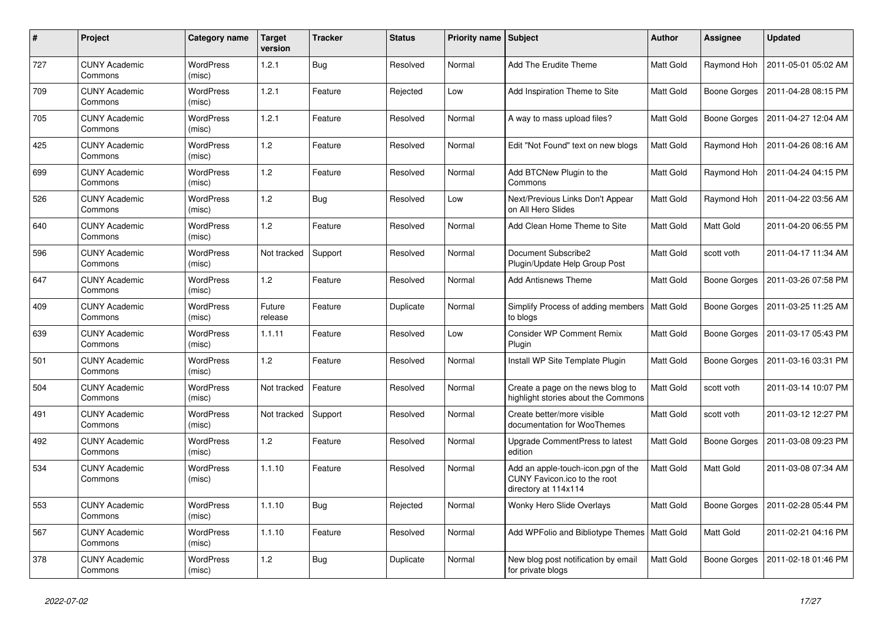| # | Project | Category name | Target version | Tracker | Status | Priority name | Subject | Author | Assignee | Updated |
|---|---|---|---|---|---|---|---|---|---|---|
| 727 | CUNY Academic Commons | WordPress (misc) | 1.2.1 | Bug | Resolved | Normal | Add The Erudite Theme | Matt Gold | Raymond Hoh | 2011-05-01 05:02 AM |
| 709 | CUNY Academic Commons | WordPress (misc) | 1.2.1 | Feature | Rejected | Low | Add Inspiration Theme to Site | Matt Gold | Boone Gorges | 2011-04-28 08:15 PM |
| 705 | CUNY Academic Commons | WordPress (misc) | 1.2.1 | Feature | Resolved | Normal | A way to mass upload files? | Matt Gold | Boone Gorges | 2011-04-27 12:04 AM |
| 425 | CUNY Academic Commons | WordPress (misc) | 1.2 | Feature | Resolved | Normal | Edit "Not Found" text on new blogs | Matt Gold | Raymond Hoh | 2011-04-26 08:16 AM |
| 699 | CUNY Academic Commons | WordPress (misc) | 1.2 | Feature | Resolved | Normal | Add BTCNew Plugin to the Commons | Matt Gold | Raymond Hoh | 2011-04-24 04:15 PM |
| 526 | CUNY Academic Commons | WordPress (misc) | 1.2 | Bug | Resolved | Low | Next/Previous Links Don't Appear on All Hero Slides | Matt Gold | Raymond Hoh | 2011-04-22 03:56 AM |
| 640 | CUNY Academic Commons | WordPress (misc) | 1.2 | Feature | Resolved | Normal | Add Clean Home Theme to Site | Matt Gold | Matt Gold | 2011-04-20 06:55 PM |
| 596 | CUNY Academic Commons | WordPress (misc) | Not tracked | Support | Resolved | Normal | Document Subscribe2 Plugin/Update Help Group Post | Matt Gold | scott voth | 2011-04-17 11:34 AM |
| 647 | CUNY Academic Commons | WordPress (misc) | 1.2 | Feature | Resolved | Normal | Add Antisnews Theme | Matt Gold | Boone Gorges | 2011-03-26 07:58 PM |
| 409 | CUNY Academic Commons | WordPress (misc) | Future release | Feature | Duplicate | Normal | Simplify Process of adding members to blogs | Matt Gold | Boone Gorges | 2011-03-25 11:25 AM |
| 639 | CUNY Academic Commons | WordPress (misc) | 1.1.11 | Feature | Resolved | Low | Consider WP Comment Remix Plugin | Matt Gold | Boone Gorges | 2011-03-17 05:43 PM |
| 501 | CUNY Academic Commons | WordPress (misc) | 1.2 | Feature | Resolved | Normal | Install WP Site Template Plugin | Matt Gold | Boone Gorges | 2011-03-16 03:31 PM |
| 504 | CUNY Academic Commons | WordPress (misc) | Not tracked | Feature | Resolved | Normal | Create a page on the news blog to highlight stories about the Commons | Matt Gold | scott voth | 2011-03-14 10:07 PM |
| 491 | CUNY Academic Commons | WordPress (misc) | Not tracked | Support | Resolved | Normal | Create better/more visible documentation for WooThemes | Matt Gold | scott voth | 2011-03-12 12:27 PM |
| 492 | CUNY Academic Commons | WordPress (misc) | 1.2 | Feature | Resolved | Normal | Upgrade CommentPress to latest edition | Matt Gold | Boone Gorges | 2011-03-08 09:23 PM |
| 534 | CUNY Academic Commons | WordPress (misc) | 1.1.10 | Feature | Resolved | Normal | Add an apple-touch-icon.pgn of the CUNY Favicon.ico to the root directory at 114x114 | Matt Gold | Matt Gold | 2011-03-08 07:34 AM |
| 553 | CUNY Academic Commons | WordPress (misc) | 1.1.10 | Bug | Rejected | Normal | Wonky Hero Slide Overlays | Matt Gold | Boone Gorges | 2011-02-28 05:44 PM |
| 567 | CUNY Academic Commons | WordPress (misc) | 1.1.10 | Feature | Resolved | Normal | Add WPFolio and Bibliotype Themes | Matt Gold | Matt Gold | 2011-02-21 04:16 PM |
| 378 | CUNY Academic Commons | WordPress (misc) | 1.2 | Bug | Duplicate | Normal | New blog post notification by email for private blogs | Matt Gold | Boone Gorges | 2011-02-18 01:46 PM |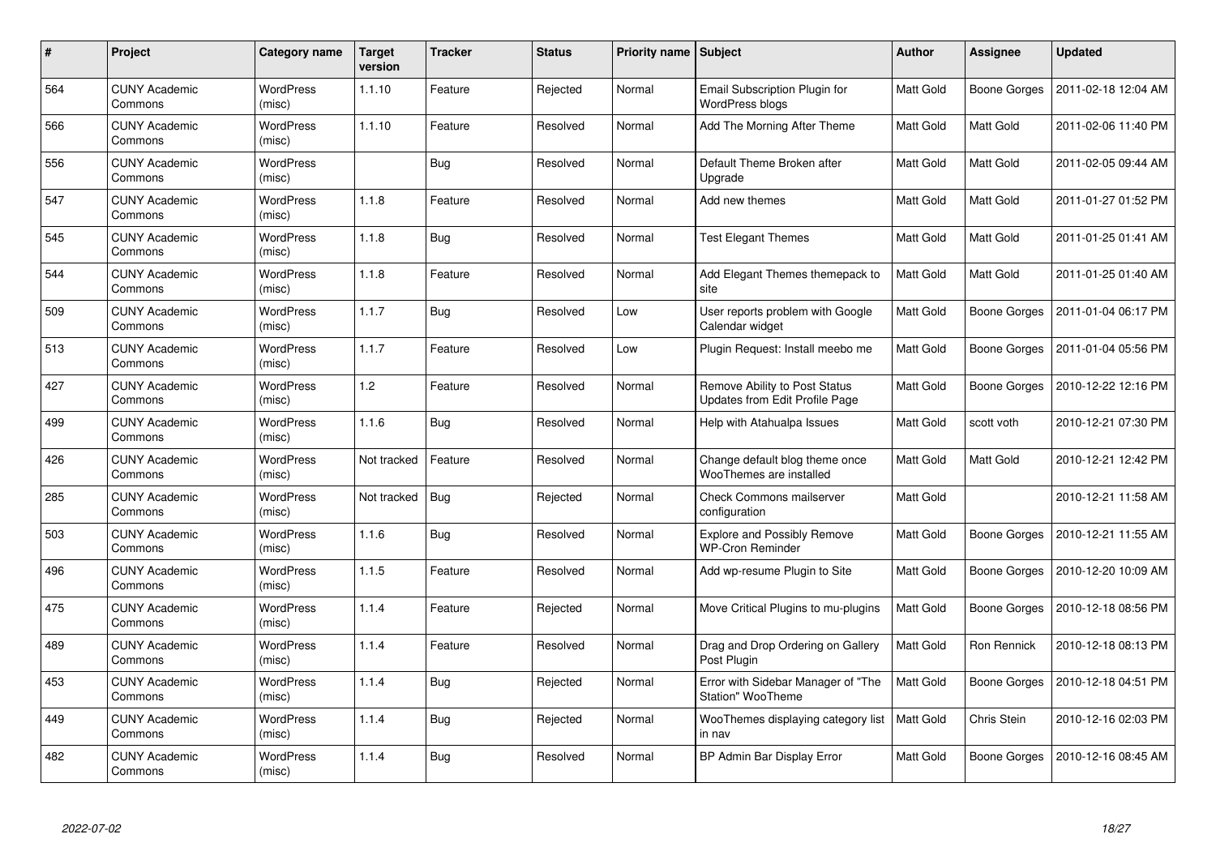| # | Project | Category name | Target version | Tracker | Status | Priority name | Subject | Author | Assignee | Updated |
|---|---|---|---|---|---|---|---|---|---|---|
| 564 | CUNY Academic Commons | WordPress (misc) | 1.1.10 | Feature | Rejected | Normal | Email Subscription Plugin for WordPress blogs | Matt Gold | Boone Gorges | 2011-02-18 12:04 AM |
| 566 | CUNY Academic Commons | WordPress (misc) | 1.1.10 | Feature | Resolved | Normal | Add The Morning After Theme | Matt Gold | Matt Gold | 2011-02-06 11:40 PM |
| 556 | CUNY Academic Commons | WordPress (misc) | | Bug | Resolved | Normal | Default Theme Broken after Upgrade | Matt Gold | Matt Gold | 2011-02-05 09:44 AM |
| 547 | CUNY Academic Commons | WordPress (misc) | 1.1.8 | Feature | Resolved | Normal | Add new themes | Matt Gold | Matt Gold | 2011-01-27 01:52 PM |
| 545 | CUNY Academic Commons | WordPress (misc) | 1.1.8 | Bug | Resolved | Normal | Test Elegant Themes | Matt Gold | Matt Gold | 2011-01-25 01:41 AM |
| 544 | CUNY Academic Commons | WordPress (misc) | 1.1.8 | Feature | Resolved | Normal | Add Elegant Themes themepack to site | Matt Gold | Matt Gold | 2011-01-25 01:40 AM |
| 509 | CUNY Academic Commons | WordPress (misc) | 1.1.7 | Bug | Resolved | Low | User reports problem with Google Calendar widget | Matt Gold | Boone Gorges | 2011-01-04 06:17 PM |
| 513 | CUNY Academic Commons | WordPress (misc) | 1.1.7 | Feature | Resolved | Low | Plugin Request: Install meebo me | Matt Gold | Boone Gorges | 2011-01-04 05:56 PM |
| 427 | CUNY Academic Commons | WordPress (misc) | 1.2 | Feature | Resolved | Normal | Remove Ability to Post Status Updates from Edit Profile Page | Matt Gold | Boone Gorges | 2010-12-22 12:16 PM |
| 499 | CUNY Academic Commons | WordPress (misc) | 1.1.6 | Bug | Resolved | Normal | Help with Atahualpa Issues | Matt Gold | scott voth | 2010-12-21 07:30 PM |
| 426 | CUNY Academic Commons | WordPress (misc) | Not tracked | Feature | Resolved | Normal | Change default blog theme once WooThemes are installed | Matt Gold | Matt Gold | 2010-12-21 12:42 PM |
| 285 | CUNY Academic Commons | WordPress (misc) | Not tracked | Bug | Rejected | Normal | Check Commons mailserver configuration | Matt Gold | | 2010-12-21 11:58 AM |
| 503 | CUNY Academic Commons | WordPress (misc) | 1.1.6 | Bug | Resolved | Normal | Explore and Possibly Remove WP-Cron Reminder | Matt Gold | Boone Gorges | 2010-12-21 11:55 AM |
| 496 | CUNY Academic Commons | WordPress (misc) | 1.1.5 | Feature | Resolved | Normal | Add wp-resume Plugin to Site | Matt Gold | Boone Gorges | 2010-12-20 10:09 AM |
| 475 | CUNY Academic Commons | WordPress (misc) | 1.1.4 | Feature | Rejected | Normal | Move Critical Plugins to mu-plugins | Matt Gold | Boone Gorges | 2010-12-18 08:56 PM |
| 489 | CUNY Academic Commons | WordPress (misc) | 1.1.4 | Feature | Resolved | Normal | Drag and Drop Ordering on Gallery Post Plugin | Matt Gold | Ron Rennick | 2010-12-18 08:13 PM |
| 453 | CUNY Academic Commons | WordPress (misc) | 1.1.4 | Bug | Rejected | Normal | Error with Sidebar Manager of "The Station" WooTheme | Matt Gold | Boone Gorges | 2010-12-18 04:51 PM |
| 449 | CUNY Academic Commons | WordPress (misc) | 1.1.4 | Bug | Rejected | Normal | WooThemes displaying category list in nav | Matt Gold | Chris Stein | 2010-12-16 02:03 PM |
| 482 | CUNY Academic Commons | WordPress (misc) | 1.1.4 | Bug | Resolved | Normal | BP Admin Bar Display Error | Matt Gold | Boone Gorges | 2010-12-16 08:45 AM |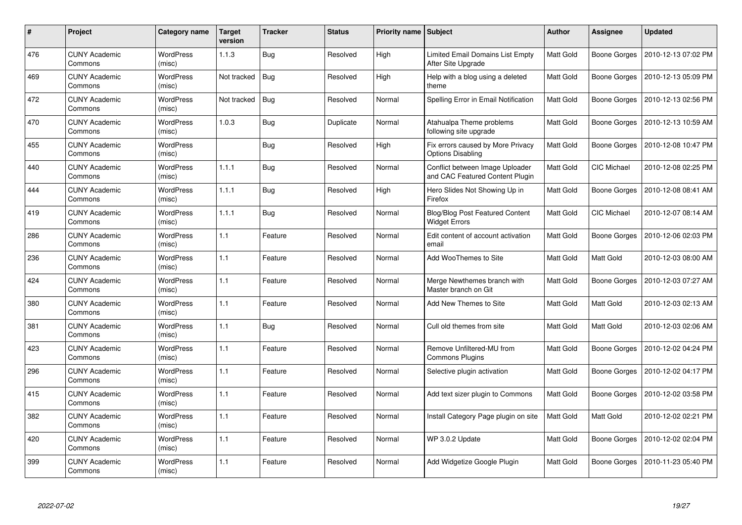| # | Project | Category name | Target version | Tracker | Status | Priority name | Subject | Author | Assignee | Updated |
|---|---|---|---|---|---|---|---|---|---|---|
| 476 | CUNY Academic Commons | WordPress (misc) | 1.1.3 | Bug | Resolved | High | Limited Email Domains List Empty After Site Upgrade | Matt Gold | Boone Gorges | 2010-12-13 07:02 PM |
| 469 | CUNY Academic Commons | WordPress (misc) | Not tracked | Bug | Resolved | High | Help with a blog using a deleted theme | Matt Gold | Boone Gorges | 2010-12-13 05:09 PM |
| 472 | CUNY Academic Commons | WordPress (misc) | Not tracked | Bug | Resolved | Normal | Spelling Error in Email Notification | Matt Gold | Boone Gorges | 2010-12-13 02:56 PM |
| 470 | CUNY Academic Commons | WordPress (misc) | 1.0.3 | Bug | Duplicate | Normal | Atahualpa Theme problems following site upgrade | Matt Gold | Boone Gorges | 2010-12-13 10:59 AM |
| 455 | CUNY Academic Commons | WordPress (misc) | | Bug | Resolved | High | Fix errors caused by More Privacy Options Disabling | Matt Gold | Boone Gorges | 2010-12-08 10:47 PM |
| 440 | CUNY Academic Commons | WordPress (misc) | 1.1.1 | Bug | Resolved | Normal | Conflict between Image Uploader and CAC Featured Content Plugin | Matt Gold | CIC Michael | 2010-12-08 02:25 PM |
| 444 | CUNY Academic Commons | WordPress (misc) | 1.1.1 | Bug | Resolved | High | Hero Slides Not Showing Up in Firefox | Matt Gold | Boone Gorges | 2010-12-08 08:41 AM |
| 419 | CUNY Academic Commons | WordPress (misc) | 1.1.1 | Bug | Resolved | Normal | Blog/Blog Post Featured Content Widget Errors | Matt Gold | CIC Michael | 2010-12-07 08:14 AM |
| 286 | CUNY Academic Commons | WordPress (misc) | 1.1 | Feature | Resolved | Normal | Edit content of account activation email | Matt Gold | Boone Gorges | 2010-12-06 02:03 PM |
| 236 | CUNY Academic Commons | WordPress (misc) | 1.1 | Feature | Resolved | Normal | Add WooThemes to Site | Matt Gold | Matt Gold | 2010-12-03 08:00 AM |
| 424 | CUNY Academic Commons | WordPress (misc) | 1.1 | Feature | Resolved | Normal | Merge Newthemes branch with Master branch on Git | Matt Gold | Boone Gorges | 2010-12-03 07:27 AM |
| 380 | CUNY Academic Commons | WordPress (misc) | 1.1 | Feature | Resolved | Normal | Add New Themes to Site | Matt Gold | Matt Gold | 2010-12-03 02:13 AM |
| 381 | CUNY Academic Commons | WordPress (misc) | 1.1 | Bug | Resolved | Normal | Cull old themes from site | Matt Gold | Matt Gold | 2010-12-03 02:06 AM |
| 423 | CUNY Academic Commons | WordPress (misc) | 1.1 | Feature | Resolved | Normal | Remove Unfiltered-MU from Commons Plugins | Matt Gold | Boone Gorges | 2010-12-02 04:24 PM |
| 296 | CUNY Academic Commons | WordPress (misc) | 1.1 | Feature | Resolved | Normal | Selective plugin activation | Matt Gold | Boone Gorges | 2010-12-02 04:17 PM |
| 415 | CUNY Academic Commons | WordPress (misc) | 1.1 | Feature | Resolved | Normal | Add text sizer plugin to Commons | Matt Gold | Boone Gorges | 2010-12-02 03:58 PM |
| 382 | CUNY Academic Commons | WordPress (misc) | 1.1 | Feature | Resolved | Normal | Install Category Page plugin on site | Matt Gold | Matt Gold | 2010-12-02 02:21 PM |
| 420 | CUNY Academic Commons | WordPress (misc) | 1.1 | Feature | Resolved | Normal | WP 3.0.2 Update | Matt Gold | Boone Gorges | 2010-12-02 02:04 PM |
| 399 | CUNY Academic Commons | WordPress (misc) | 1.1 | Feature | Resolved | Normal | Add Widgetize Google Plugin | Matt Gold | Boone Gorges | 2010-11-23 05:40 PM |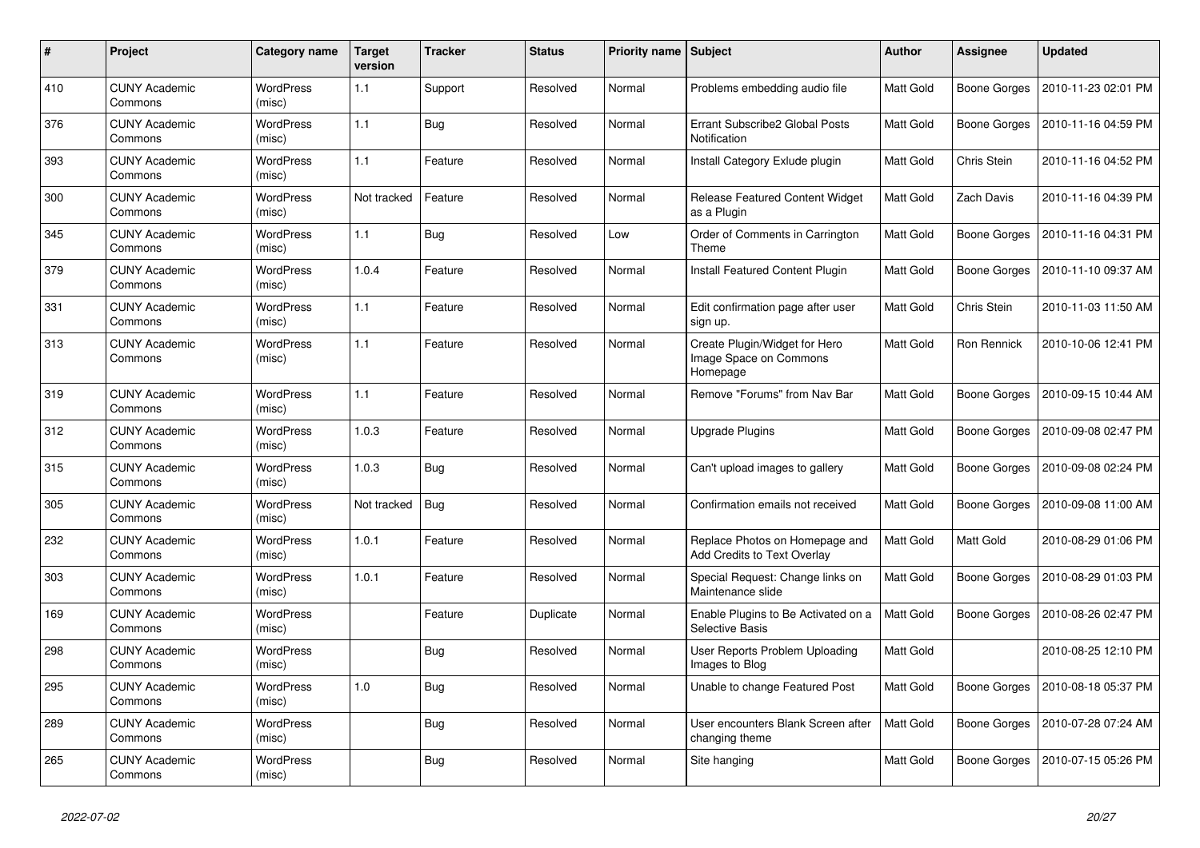| # | Project | Category name | Target version | Tracker | Status | Priority name | Subject | Author | Assignee | Updated |
|---|---|---|---|---|---|---|---|---|---|---|
| 410 | CUNY Academic Commons | WordPress (misc) | 1.1 | Support | Resolved | Normal | Problems embedding audio file | Matt Gold | Boone Gorges | 2010-11-23 02:01 PM |
| 376 | CUNY Academic Commons | WordPress (misc) | 1.1 | Bug | Resolved | Normal | Errant Subscribe2 Global Posts Notification | Matt Gold | Boone Gorges | 2010-11-16 04:59 PM |
| 393 | CUNY Academic Commons | WordPress (misc) | 1.1 | Feature | Resolved | Normal | Install Category Exlude plugin | Matt Gold | Chris Stein | 2010-11-16 04:52 PM |
| 300 | CUNY Academic Commons | WordPress (misc) | Not tracked | Feature | Resolved | Normal | Release Featured Content Widget as a Plugin | Matt Gold | Zach Davis | 2010-11-16 04:39 PM |
| 345 | CUNY Academic Commons | WordPress (misc) | 1.1 | Bug | Resolved | Low | Order of Comments in Carrington Theme | Matt Gold | Boone Gorges | 2010-11-16 04:31 PM |
| 379 | CUNY Academic Commons | WordPress (misc) | 1.0.4 | Feature | Resolved | Normal | Install Featured Content Plugin | Matt Gold | Boone Gorges | 2010-11-10 09:37 AM |
| 331 | CUNY Academic Commons | WordPress (misc) | 1.1 | Feature | Resolved | Normal | Edit confirmation page after user sign up. | Matt Gold | Chris Stein | 2010-11-03 11:50 AM |
| 313 | CUNY Academic Commons | WordPress (misc) | 1.1 | Feature | Resolved | Normal | Create Plugin/Widget for Hero Image Space on Commons Homepage | Matt Gold | Ron Rennick | 2010-10-06 12:41 PM |
| 319 | CUNY Academic Commons | WordPress (misc) | 1.1 | Feature | Resolved | Normal | Remove "Forums" from Nav Bar | Matt Gold | Boone Gorges | 2010-09-15 10:44 AM |
| 312 | CUNY Academic Commons | WordPress (misc) | 1.0.3 | Feature | Resolved | Normal | Upgrade Plugins | Matt Gold | Boone Gorges | 2010-09-08 02:47 PM |
| 315 | CUNY Academic Commons | WordPress (misc) | 1.0.3 | Bug | Resolved | Normal | Can't upload images to gallery | Matt Gold | Boone Gorges | 2010-09-08 02:24 PM |
| 305 | CUNY Academic Commons | WordPress (misc) | Not tracked | Bug | Resolved | Normal | Confirmation emails not received | Matt Gold | Boone Gorges | 2010-09-08 11:00 AM |
| 232 | CUNY Academic Commons | WordPress (misc) | 1.0.1 | Feature | Resolved | Normal | Replace Photos on Homepage and Add Credits to Text Overlay | Matt Gold | Matt Gold | 2010-08-29 01:06 PM |
| 303 | CUNY Academic Commons | WordPress (misc) | 1.0.1 | Feature | Resolved | Normal | Special Request: Change links on Maintenance slide | Matt Gold | Boone Gorges | 2010-08-29 01:03 PM |
| 169 | CUNY Academic Commons | WordPress (misc) | | Feature | Duplicate | Normal | Enable Plugins to Be Activated on a Selective Basis | Matt Gold | Boone Gorges | 2010-08-26 02:47 PM |
| 298 | CUNY Academic Commons | WordPress (misc) | | Bug | Resolved | Normal | User Reports Problem Uploading Images to Blog | Matt Gold | | 2010-08-25 12:10 PM |
| 295 | CUNY Academic Commons | WordPress (misc) | 1.0 | Bug | Resolved | Normal | Unable to change Featured Post | Matt Gold | Boone Gorges | 2010-08-18 05:37 PM |
| 289 | CUNY Academic Commons | WordPress (misc) | | Bug | Resolved | Normal | User encounters Blank Screen after changing theme | Matt Gold | Boone Gorges | 2010-07-28 07:24 AM |
| 265 | CUNY Academic Commons | WordPress (misc) | | Bug | Resolved | Normal | Site hanging | Matt Gold | Boone Gorges | 2010-07-15 05:26 PM |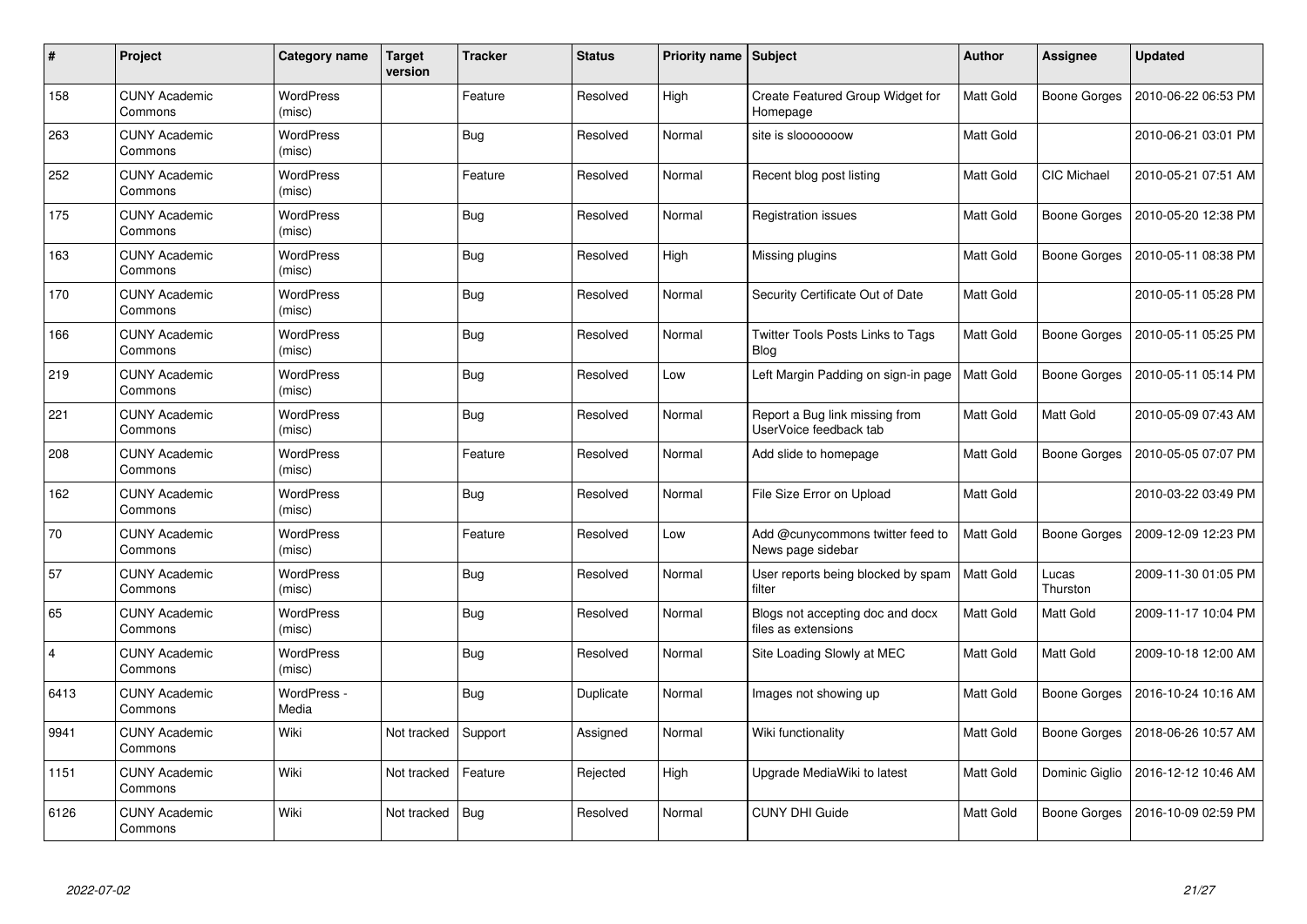| # | Project | Category name | Target version | Tracker | Status | Priority name | Subject | Author | Assignee | Updated |
|---|---|---|---|---|---|---|---|---|---|---|
| 158 | CUNY Academic Commons | WordPress (misc) | | Feature | Resolved | High | Create Featured Group Widget for Homepage | Matt Gold | Boone Gorges | 2010-06-22 06:53 PM |
| 263 | CUNY Academic Commons | WordPress (misc) | | Bug | Resolved | Normal | site is slooooooow | Matt Gold | | 2010-06-21 03:01 PM |
| 252 | CUNY Academic Commons | WordPress (misc) | | Feature | Resolved | Normal | Recent blog post listing | Matt Gold | CIC Michael | 2010-05-21 07:51 AM |
| 175 | CUNY Academic Commons | WordPress (misc) | | Bug | Resolved | Normal | Registration issues | Matt Gold | Boone Gorges | 2010-05-20 12:38 PM |
| 163 | CUNY Academic Commons | WordPress (misc) | | Bug | Resolved | High | Missing plugins | Matt Gold | Boone Gorges | 2010-05-11 08:38 PM |
| 170 | CUNY Academic Commons | WordPress (misc) | | Bug | Resolved | Normal | Security Certificate Out of Date | Matt Gold | | 2010-05-11 05:28 PM |
| 166 | CUNY Academic Commons | WordPress (misc) | | Bug | Resolved | Normal | Twitter Tools Posts Links to Tags Blog | Matt Gold | Boone Gorges | 2010-05-11 05:25 PM |
| 219 | CUNY Academic Commons | WordPress (misc) | | Bug | Resolved | Low | Left Margin Padding on sign-in page | Matt Gold | Boone Gorges | 2010-05-11 05:14 PM |
| 221 | CUNY Academic Commons | WordPress (misc) | | Bug | Resolved | Normal | Report a Bug link missing from UserVoice feedback tab | Matt Gold | Matt Gold | 2010-05-09 07:43 AM |
| 208 | CUNY Academic Commons | WordPress (misc) | | Feature | Resolved | Normal | Add slide to homepage | Matt Gold | Boone Gorges | 2010-05-05 07:07 PM |
| 162 | CUNY Academic Commons | WordPress (misc) | | Bug | Resolved | Normal | File Size Error on Upload | Matt Gold | | 2010-03-22 03:49 PM |
| 70 | CUNY Academic Commons | WordPress (misc) | | Feature | Resolved | Low | Add @cunycommons twitter feed to News page sidebar | Matt Gold | Boone Gorges | 2009-12-09 12:23 PM |
| 57 | CUNY Academic Commons | WordPress (misc) | | Bug | Resolved | Normal | User reports being blocked by spam filter | Matt Gold | Lucas Thurston | 2009-11-30 01:05 PM |
| 65 | CUNY Academic Commons | WordPress (misc) | | Bug | Resolved | Normal | Blogs not accepting doc and docx files as extensions | Matt Gold | Matt Gold | 2009-11-17 10:04 PM |
| 4 | CUNY Academic Commons | WordPress (misc) | | Bug | Resolved | Normal | Site Loading Slowly at MEC | Matt Gold | Matt Gold | 2009-10-18 12:00 AM |
| 6413 | CUNY Academic Commons | WordPress - Media | | Bug | Duplicate | Normal | Images not showing up | Matt Gold | Boone Gorges | 2016-10-24 10:16 AM |
| 9941 | CUNY Academic Commons | Wiki | Not tracked | Support | Assigned | Normal | Wiki functionality | Matt Gold | Boone Gorges | 2018-06-26 10:57 AM |
| 1151 | CUNY Academic Commons | Wiki | Not tracked | Feature | Rejected | High | Upgrade MediaWiki to latest | Matt Gold | Dominic Giglio | 2016-12-12 10:46 AM |
| 6126 | CUNY Academic Commons | Wiki | Not tracked | Bug | Resolved | Normal | CUNY DHI Guide | Matt Gold | Boone Gorges | 2016-10-09 02:59 PM |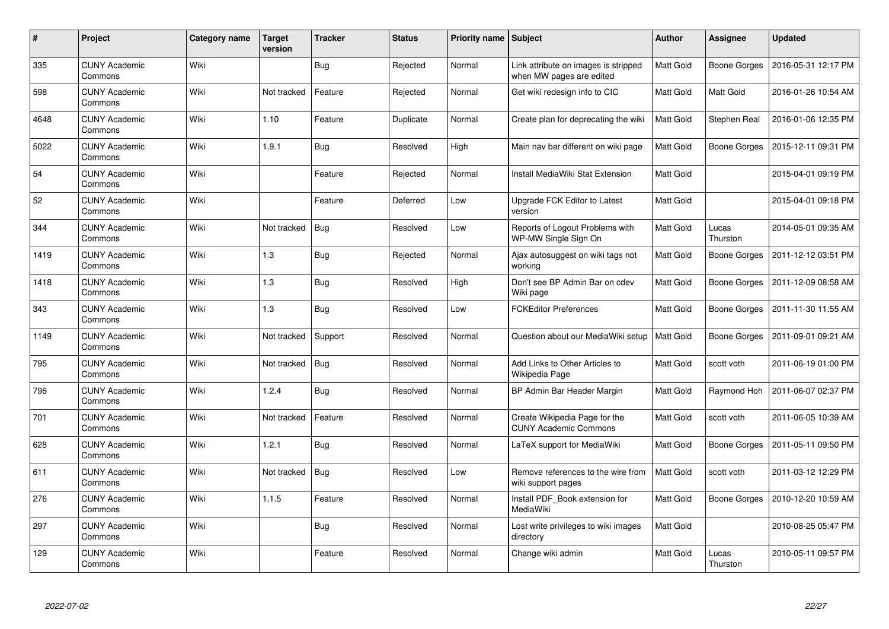| # | Project | Category name | Target version | Tracker | Status | Priority name | Subject | Author | Assignee | Updated |
|---|---|---|---|---|---|---|---|---|---|---|
| 335 | CUNY Academic Commons | Wiki | | Bug | Rejected | Normal | Link attribute on images is stripped when MW pages are edited | Matt Gold | Boone Gorges | 2016-05-31 12:17 PM |
| 598 | CUNY Academic Commons | Wiki | Not tracked | Feature | Rejected | Normal | Get wiki redesign info to CIC | Matt Gold | Matt Gold | 2016-01-26 10:54 AM |
| 4648 | CUNY Academic Commons | Wiki | 1.10 | Feature | Duplicate | Normal | Create plan for deprecating the wiki | Matt Gold | Stephen Real | 2016-01-06 12:35 PM |
| 5022 | CUNY Academic Commons | Wiki | 1.9.1 | Bug | Resolved | High | Main nav bar different on wiki page | Matt Gold | Boone Gorges | 2015-12-11 09:31 PM |
| 54 | CUNY Academic Commons | Wiki | | Feature | Rejected | Normal | Install MediaWiki Stat Extension | Matt Gold | | 2015-04-01 09:19 PM |
| 52 | CUNY Academic Commons | Wiki | | Feature | Deferred | Low | Upgrade FCK Editor to Latest version | Matt Gold | | 2015-04-01 09:18 PM |
| 344 | CUNY Academic Commons | Wiki | Not tracked | Bug | Resolved | Low | Reports of Logout Problems with WP-MW Single Sign On | Matt Gold | Lucas Thurston | 2014-05-01 09:35 AM |
| 1419 | CUNY Academic Commons | Wiki | 1.3 | Bug | Rejected | Normal | Ajax autosuggest on wiki tags not working | Matt Gold | Boone Gorges | 2011-12-12 03:51 PM |
| 1418 | CUNY Academic Commons | Wiki | 1.3 | Bug | Resolved | High | Don't see BP Admin Bar on cdev Wiki page | Matt Gold | Boone Gorges | 2011-12-09 08:58 AM |
| 343 | CUNY Academic Commons | Wiki | 1.3 | Bug | Resolved | Low | FCKEditor Preferences | Matt Gold | Boone Gorges | 2011-11-30 11:55 AM |
| 1149 | CUNY Academic Commons | Wiki | Not tracked | Support | Resolved | Normal | Question about our MediaWiki setup | Matt Gold | Boone Gorges | 2011-09-01 09:21 AM |
| 795 | CUNY Academic Commons | Wiki | Not tracked | Bug | Resolved | Normal | Add Links to Other Articles to Wikipedia Page | Matt Gold | scott voth | 2011-06-19 01:00 PM |
| 796 | CUNY Academic Commons | Wiki | 1.2.4 | Bug | Resolved | Normal | BP Admin Bar Header Margin | Matt Gold | Raymond Hoh | 2011-06-07 02:37 PM |
| 701 | CUNY Academic Commons | Wiki | Not tracked | Feature | Resolved | Normal | Create Wikipedia Page for the CUNY Academic Commons | Matt Gold | scott voth | 2011-06-05 10:39 AM |
| 628 | CUNY Academic Commons | Wiki | 1.2.1 | Bug | Resolved | Normal | LaTeX support for MediaWiki | Matt Gold | Boone Gorges | 2011-05-11 09:50 PM |
| 611 | CUNY Academic Commons | Wiki | Not tracked | Bug | Resolved | Low | Remove references to the wire from wiki support pages | Matt Gold | scott voth | 2011-03-12 12:29 PM |
| 276 | CUNY Academic Commons | Wiki | 1.1.5 | Feature | Resolved | Normal | Install PDF_Book extension for MediaWiki | Matt Gold | Boone Gorges | 2010-12-20 10:59 AM |
| 297 | CUNY Academic Commons | Wiki | | Bug | Resolved | Normal | Lost write privileges to wiki images directory | Matt Gold | | 2010-08-25 05:47 PM |
| 129 | CUNY Academic Commons | Wiki | | Feature | Resolved | Normal | Change wiki admin | Matt Gold | Lucas Thurston | 2010-05-11 09:57 PM |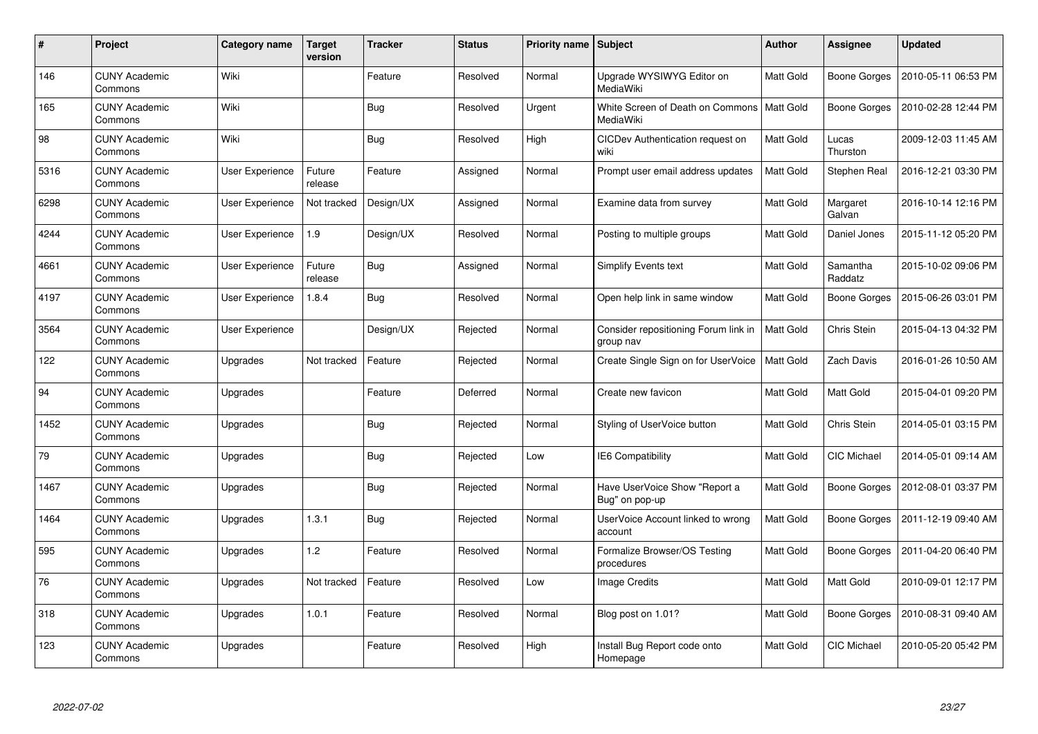| # | Project | Category name | Target version | Tracker | Status | Priority name | Subject | Author | Assignee | Updated |
|---|---|---|---|---|---|---|---|---|---|---|
| 146 | CUNY Academic Commons | Wiki | | Feature | Resolved | Normal | Upgrade WYSIWYG Editor on MediaWiki | Matt Gold | Boone Gorges | 2010-05-11 06:53 PM |
| 165 | CUNY Academic Commons | Wiki | | Bug | Resolved | Urgent | White Screen of Death on Commons MediaWiki | Matt Gold | Boone Gorges | 2010-02-28 12:44 PM |
| 98 | CUNY Academic Commons | Wiki | | Bug | Resolved | High | CICDev Authentication request on wiki | Matt Gold | Lucas Thurston | 2009-12-03 11:45 AM |
| 5316 | CUNY Academic Commons | User Experience | Future release | Feature | Assigned | Normal | Prompt user email address updates | Matt Gold | Stephen Real | 2016-12-21 03:30 PM |
| 6298 | CUNY Academic Commons | User Experience | Not tracked | Design/UX | Assigned | Normal | Examine data from survey | Matt Gold | Margaret Galvan | 2016-10-14 12:16 PM |
| 4244 | CUNY Academic Commons | User Experience | 1.9 | Design/UX | Resolved | Normal | Posting to multiple groups | Matt Gold | Daniel Jones | 2015-11-12 05:20 PM |
| 4661 | CUNY Academic Commons | User Experience | Future release | Bug | Assigned | Normal | Simplify Events text | Matt Gold | Samantha Raddatz | 2015-10-02 09:06 PM |
| 4197 | CUNY Academic Commons | User Experience | 1.8.4 | Bug | Resolved | Normal | Open help link in same window | Matt Gold | Boone Gorges | 2015-06-26 03:01 PM |
| 3564 | CUNY Academic Commons | User Experience | | Design/UX | Rejected | Normal | Consider repositioning Forum link in group nav | Matt Gold | Chris Stein | 2015-04-13 04:32 PM |
| 122 | CUNY Academic Commons | Upgrades | Not tracked | Feature | Rejected | Normal | Create Single Sign on for UserVoice | Matt Gold | Zach Davis | 2016-01-26 10:50 AM |
| 94 | CUNY Academic Commons | Upgrades | | Feature | Deferred | Normal | Create new favicon | Matt Gold | Matt Gold | 2015-04-01 09:20 PM |
| 1452 | CUNY Academic Commons | Upgrades | | Bug | Rejected | Normal | Styling of UserVoice button | Matt Gold | Chris Stein | 2014-05-01 03:15 PM |
| 79 | CUNY Academic Commons | Upgrades | | Bug | Rejected | Low | IE6 Compatibility | Matt Gold | CIC Michael | 2014-05-01 09:14 AM |
| 1467 | CUNY Academic Commons | Upgrades | | Bug | Rejected | Normal | Have UserVoice Show "Report a Bug" on pop-up | Matt Gold | Boone Gorges | 2012-08-01 03:37 PM |
| 1464 | CUNY Academic Commons | Upgrades | 1.3.1 | Bug | Rejected | Normal | UserVoice Account linked to wrong account | Matt Gold | Boone Gorges | 2011-12-19 09:40 AM |
| 595 | CUNY Academic Commons | Upgrades | 1.2 | Feature | Resolved | Normal | Formalize Browser/OS Testing procedures | Matt Gold | Boone Gorges | 2011-04-20 06:40 PM |
| 76 | CUNY Academic Commons | Upgrades | Not tracked | Feature | Resolved | Low | Image Credits | Matt Gold | Matt Gold | 2010-09-01 12:17 PM |
| 318 | CUNY Academic Commons | Upgrades | 1.0.1 | Feature | Resolved | Normal | Blog post on 1.01? | Matt Gold | Boone Gorges | 2010-08-31 09:40 AM |
| 123 | CUNY Academic Commons | Upgrades | | Feature | Resolved | High | Install Bug Report code onto Homepage | Matt Gold | CIC Michael | 2010-05-20 05:42 PM |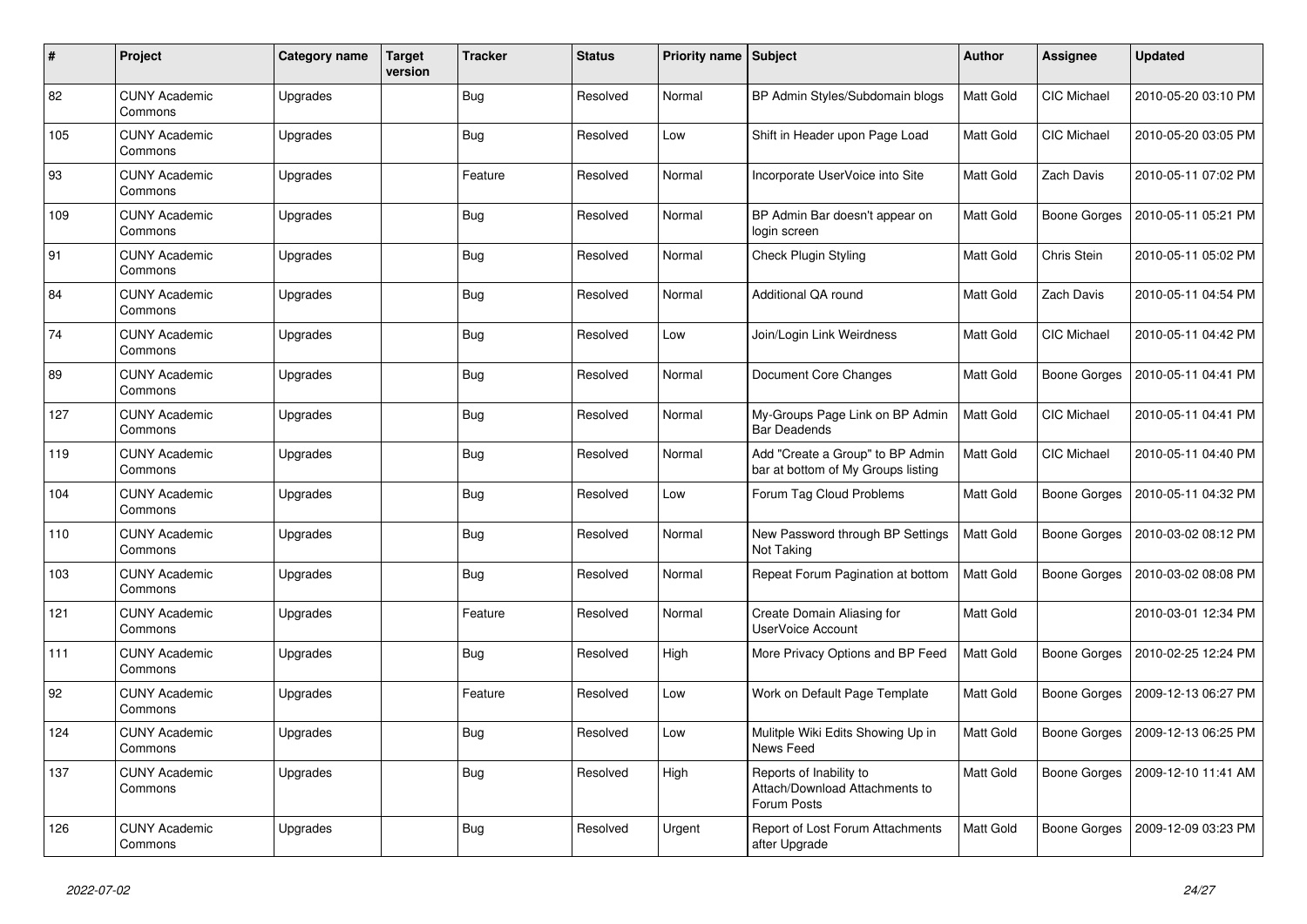| # | Project | Category name | Target version | Tracker | Status | Priority name | Subject | Author | Assignee | Updated |
|---|---|---|---|---|---|---|---|---|---|---|
| 82 | CUNY Academic Commons | Upgrades | | Bug | Resolved | Normal | BP Admin Styles/Subdomain blogs | Matt Gold | CIC Michael | 2010-05-20 03:10 PM |
| 105 | CUNY Academic Commons | Upgrades | | Bug | Resolved | Low | Shift in Header upon Page Load | Matt Gold | CIC Michael | 2010-05-20 03:05 PM |
| 93 | CUNY Academic Commons | Upgrades | | Feature | Resolved | Normal | Incorporate UserVoice into Site | Matt Gold | Zach Davis | 2010-05-11 07:02 PM |
| 109 | CUNY Academic Commons | Upgrades | | Bug | Resolved | Normal | BP Admin Bar doesn't appear on login screen | Matt Gold | Boone Gorges | 2010-05-11 05:21 PM |
| 91 | CUNY Academic Commons | Upgrades | | Bug | Resolved | Normal | Check Plugin Styling | Matt Gold | Chris Stein | 2010-05-11 05:02 PM |
| 84 | CUNY Academic Commons | Upgrades | | Bug | Resolved | Normal | Additional QA round | Matt Gold | Zach Davis | 2010-05-11 04:54 PM |
| 74 | CUNY Academic Commons | Upgrades | | Bug | Resolved | Low | Join/Login Link Weirdness | Matt Gold | CIC Michael | 2010-05-11 04:42 PM |
| 89 | CUNY Academic Commons | Upgrades | | Bug | Resolved | Normal | Document Core Changes | Matt Gold | Boone Gorges | 2010-05-11 04:41 PM |
| 127 | CUNY Academic Commons | Upgrades | | Bug | Resolved | Normal | My-Groups Page Link on BP Admin Bar Deadends | Matt Gold | CIC Michael | 2010-05-11 04:41 PM |
| 119 | CUNY Academic Commons | Upgrades | | Bug | Resolved | Normal | Add "Create a Group" to BP Admin bar at bottom of My Groups listing | Matt Gold | CIC Michael | 2010-05-11 04:40 PM |
| 104 | CUNY Academic Commons | Upgrades | | Bug | Resolved | Low | Forum Tag Cloud Problems | Matt Gold | Boone Gorges | 2010-05-11 04:32 PM |
| 110 | CUNY Academic Commons | Upgrades | | Bug | Resolved | Normal | New Password through BP Settings Not Taking | Matt Gold | Boone Gorges | 2010-03-02 08:12 PM |
| 103 | CUNY Academic Commons | Upgrades | | Bug | Resolved | Normal | Repeat Forum Pagination at bottom | Matt Gold | Boone Gorges | 2010-03-02 08:08 PM |
| 121 | CUNY Academic Commons | Upgrades | | Feature | Resolved | Normal | Create Domain Aliasing for UserVoice Account | Matt Gold | | 2010-03-01 12:34 PM |
| 111 | CUNY Academic Commons | Upgrades | | Bug | Resolved | High | More Privacy Options and BP Feed | Matt Gold | Boone Gorges | 2010-02-25 12:24 PM |
| 92 | CUNY Academic Commons | Upgrades | | Feature | Resolved | Low | Work on Default Page Template | Matt Gold | Boone Gorges | 2009-12-13 06:27 PM |
| 124 | CUNY Academic Commons | Upgrades | | Bug | Resolved | Low | Mulitple Wiki Edits Showing Up in News Feed | Matt Gold | Boone Gorges | 2009-12-13 06:25 PM |
| 137 | CUNY Academic Commons | Upgrades | | Bug | Resolved | High | Reports of Inability to Attach/Download Attachments to Forum Posts | Matt Gold | Boone Gorges | 2009-12-10 11:41 AM |
| 126 | CUNY Academic Commons | Upgrades | | Bug | Resolved | Urgent | Report of Lost Forum Attachments after Upgrade | Matt Gold | Boone Gorges | 2009-12-09 03:23 PM |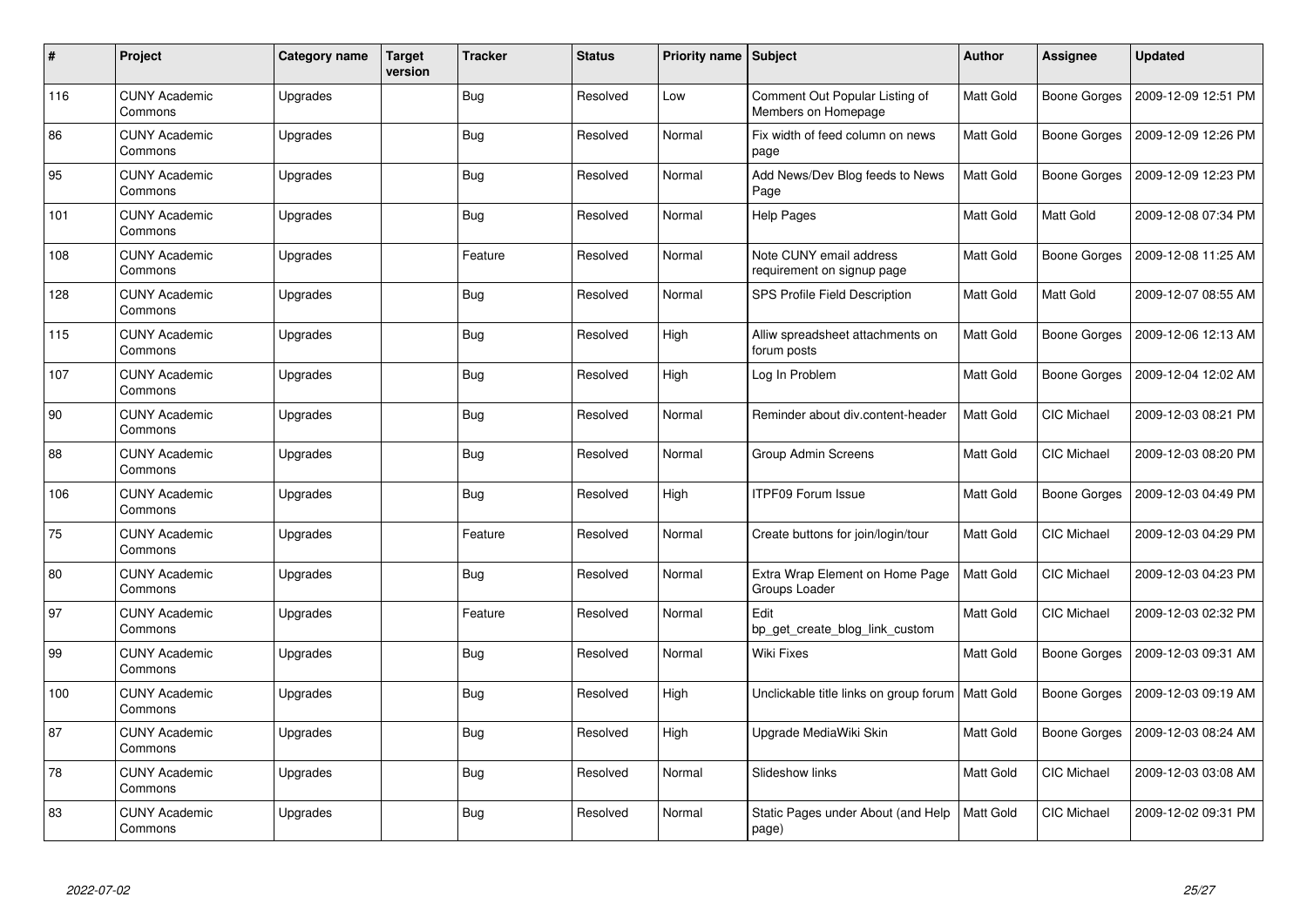| # | Project | Category name | Target version | Tracker | Status | Priority name | Subject | Author | Assignee | Updated |
|---|---|---|---|---|---|---|---|---|---|---|
| 116 | CUNY Academic Commons | Upgrades | | Bug | Resolved | Low | Comment Out Popular Listing of Members on Homepage | Matt Gold | Boone Gorges | 2009-12-09 12:51 PM |
| 86 | CUNY Academic Commons | Upgrades | | Bug | Resolved | Normal | Fix width of feed column on news page | Matt Gold | Boone Gorges | 2009-12-09 12:26 PM |
| 95 | CUNY Academic Commons | Upgrades | | Bug | Resolved | Normal | Add News/Dev Blog feeds to News Page | Matt Gold | Boone Gorges | 2009-12-09 12:23 PM |
| 101 | CUNY Academic Commons | Upgrades | | Bug | Resolved | Normal | Help Pages | Matt Gold | Matt Gold | 2009-12-08 07:34 PM |
| 108 | CUNY Academic Commons | Upgrades | | Feature | Resolved | Normal | Note CUNY email address requirement on signup page | Matt Gold | Boone Gorges | 2009-12-08 11:25 AM |
| 128 | CUNY Academic Commons | Upgrades | | Bug | Resolved | Normal | SPS Profile Field Description | Matt Gold | Matt Gold | 2009-12-07 08:55 AM |
| 115 | CUNY Academic Commons | Upgrades | | Bug | Resolved | High | Alliw spreadsheet attachments on forum posts | Matt Gold | Boone Gorges | 2009-12-06 12:13 AM |
| 107 | CUNY Academic Commons | Upgrades | | Bug | Resolved | High | Log In Problem | Matt Gold | Boone Gorges | 2009-12-04 12:02 AM |
| 90 | CUNY Academic Commons | Upgrades | | Bug | Resolved | Normal | Reminder about div.content-header | Matt Gold | CIC Michael | 2009-12-03 08:21 PM |
| 88 | CUNY Academic Commons | Upgrades | | Bug | Resolved | Normal | Group Admin Screens | Matt Gold | CIC Michael | 2009-12-03 08:20 PM |
| 106 | CUNY Academic Commons | Upgrades | | Bug | Resolved | High | ITPF09 Forum Issue | Matt Gold | Boone Gorges | 2009-12-03 04:49 PM |
| 75 | CUNY Academic Commons | Upgrades | | Feature | Resolved | Normal | Create buttons for join/login/tour | Matt Gold | CIC Michael | 2009-12-03 04:29 PM |
| 80 | CUNY Academic Commons | Upgrades | | Bug | Resolved | Normal | Extra Wrap Element on Home Page Groups Loader | Matt Gold | CIC Michael | 2009-12-03 04:23 PM |
| 97 | CUNY Academic Commons | Upgrades | | Feature | Resolved | Normal | Edit bp_get_create_blog_link_custom | Matt Gold | CIC Michael | 2009-12-03 02:32 PM |
| 99 | CUNY Academic Commons | Upgrades | | Bug | Resolved | Normal | Wiki Fixes | Matt Gold | Boone Gorges | 2009-12-03 09:31 AM |
| 100 | CUNY Academic Commons | Upgrades | | Bug | Resolved | High | Unclickable title links on group forum | Matt Gold | Boone Gorges | 2009-12-03 09:19 AM |
| 87 | CUNY Academic Commons | Upgrades | | Bug | Resolved | High | Upgrade MediaWiki Skin | Matt Gold | Boone Gorges | 2009-12-03 08:24 AM |
| 78 | CUNY Academic Commons | Upgrades | | Bug | Resolved | Normal | Slideshow links | Matt Gold | CIC Michael | 2009-12-03 03:08 AM |
| 83 | CUNY Academic Commons | Upgrades | | Bug | Resolved | Normal | Static Pages under About (and Help page) | Matt Gold | CIC Michael | 2009-12-02 09:31 PM |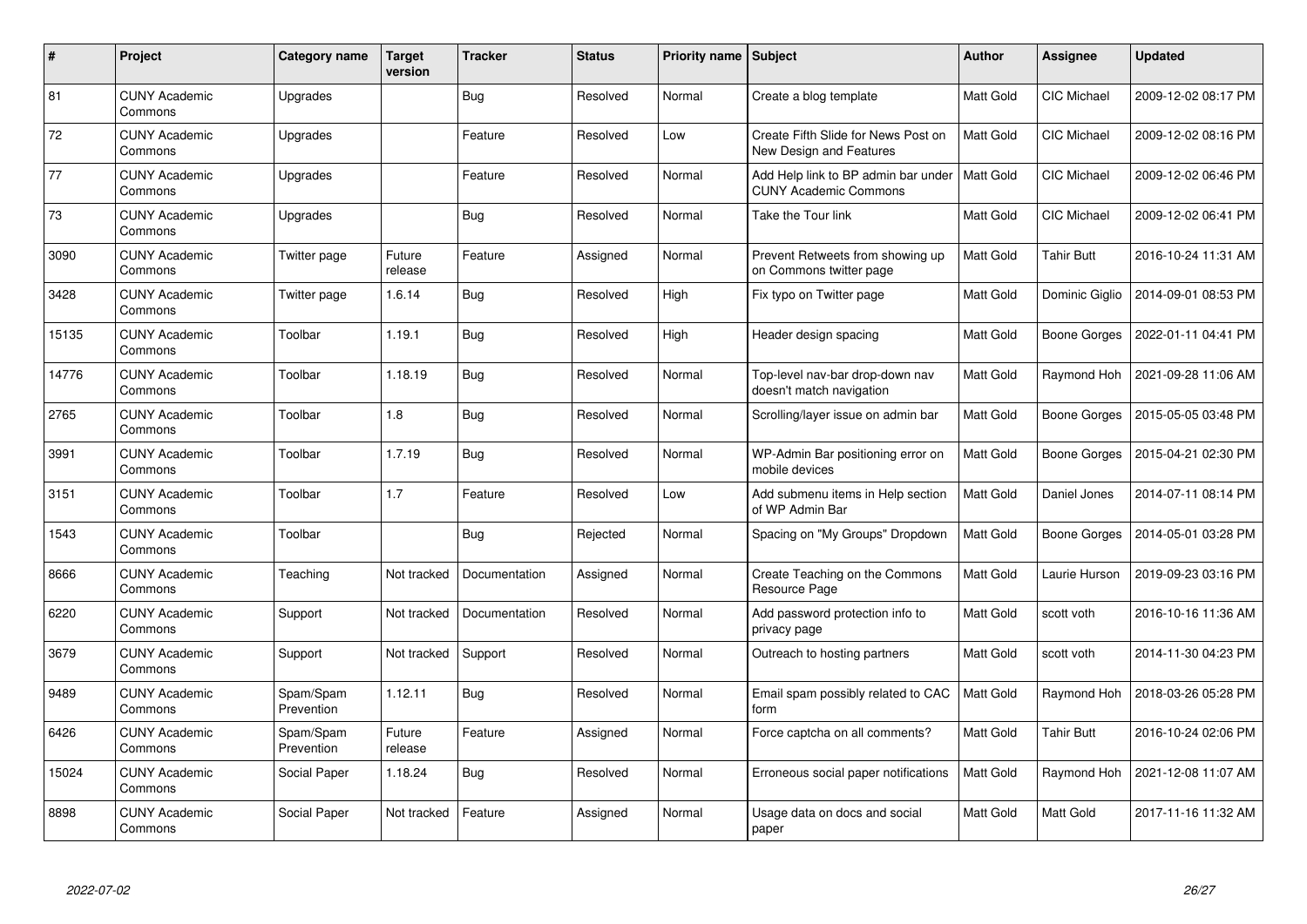| # | Project | Category name | Target version | Tracker | Status | Priority name | Subject | Author | Assignee | Updated |
|---|---|---|---|---|---|---|---|---|---|---|
| 81 | CUNY Academic Commons | Upgrades | | Bug | Resolved | Normal | Create a blog template | Matt Gold | CIC Michael | 2009-12-02 08:17 PM |
| 72 | CUNY Academic Commons | Upgrades | | Feature | Resolved | Low | Create Fifth Slide for News Post on New Design and Features | Matt Gold | CIC Michael | 2009-12-02 08:16 PM |
| 77 | CUNY Academic Commons | Upgrades | | Feature | Resolved | Normal | Add Help link to BP admin bar under CUNY Academic Commons | Matt Gold | CIC Michael | 2009-12-02 06:46 PM |
| 73 | CUNY Academic Commons | Upgrades | | Bug | Resolved | Normal | Take the Tour link | Matt Gold | CIC Michael | 2009-12-02 06:41 PM |
| 3090 | CUNY Academic Commons | Twitter page | Future release | Feature | Assigned | Normal | Prevent Retweets from showing up on Commons twitter page | Matt Gold | Tahir Butt | 2016-10-24 11:31 AM |
| 3428 | CUNY Academic Commons | Twitter page | 1.6.14 | Bug | Resolved | High | Fix typo on Twitter page | Matt Gold | Dominic Giglio | 2014-09-01 08:53 PM |
| 15135 | CUNY Academic Commons | Toolbar | 1.19.1 | Bug | Resolved | High | Header design spacing | Matt Gold | Boone Gorges | 2022-01-11 04:41 PM |
| 14776 | CUNY Academic Commons | Toolbar | 1.18.19 | Bug | Resolved | Normal | Top-level nav-bar drop-down nav doesn't match navigation | Matt Gold | Raymond Hoh | 2021-09-28 11:06 AM |
| 2765 | CUNY Academic Commons | Toolbar | 1.8 | Bug | Resolved | Normal | Scrolling/layer issue on admin bar | Matt Gold | Boone Gorges | 2015-05-05 03:48 PM |
| 3991 | CUNY Academic Commons | Toolbar | 1.7.19 | Bug | Resolved | Normal | WP-Admin Bar positioning error on mobile devices | Matt Gold | Boone Gorges | 2015-04-21 02:30 PM |
| 3151 | CUNY Academic Commons | Toolbar | 1.7 | Feature | Resolved | Low | Add submenu items in Help section of WP Admin Bar | Matt Gold | Daniel Jones | 2014-07-11 08:14 PM |
| 1543 | CUNY Academic Commons | Toolbar | | Bug | Rejected | Normal | Spacing on "My Groups" Dropdown | Matt Gold | Boone Gorges | 2014-05-01 03:28 PM |
| 8666 | CUNY Academic Commons | Teaching | Not tracked | Documentation | Assigned | Normal | Create Teaching on the Commons Resource Page | Matt Gold | Laurie Hurson | 2019-09-23 03:16 PM |
| 6220 | CUNY Academic Commons | Support | Not tracked | Documentation | Resolved | Normal | Add password protection info to privacy page | Matt Gold | scott voth | 2016-10-16 11:36 AM |
| 3679 | CUNY Academic Commons | Support | Not tracked | Support | Resolved | Normal | Outreach to hosting partners | Matt Gold | scott voth | 2014-11-30 04:23 PM |
| 9489 | CUNY Academic Commons | Spam/Spam Prevention | 1.12.11 | Bug | Resolved | Normal | Email spam possibly related to CAC form | Matt Gold | Raymond Hoh | 2018-03-26 05:28 PM |
| 6426 | CUNY Academic Commons | Spam/Spam Prevention | Future release | Feature | Assigned | Normal | Force captcha on all comments? | Matt Gold | Tahir Butt | 2016-10-24 02:06 PM |
| 15024 | CUNY Academic Commons | Social Paper | 1.18.24 | Bug | Resolved | Normal | Erroneous social paper notifications | Matt Gold | Raymond Hoh | 2021-12-08 11:07 AM |
| 8898 | CUNY Academic Commons | Social Paper | Not tracked | Feature | Assigned | Normal | Usage data on docs and social paper | Matt Gold | Matt Gold | 2017-11-16 11:32 AM |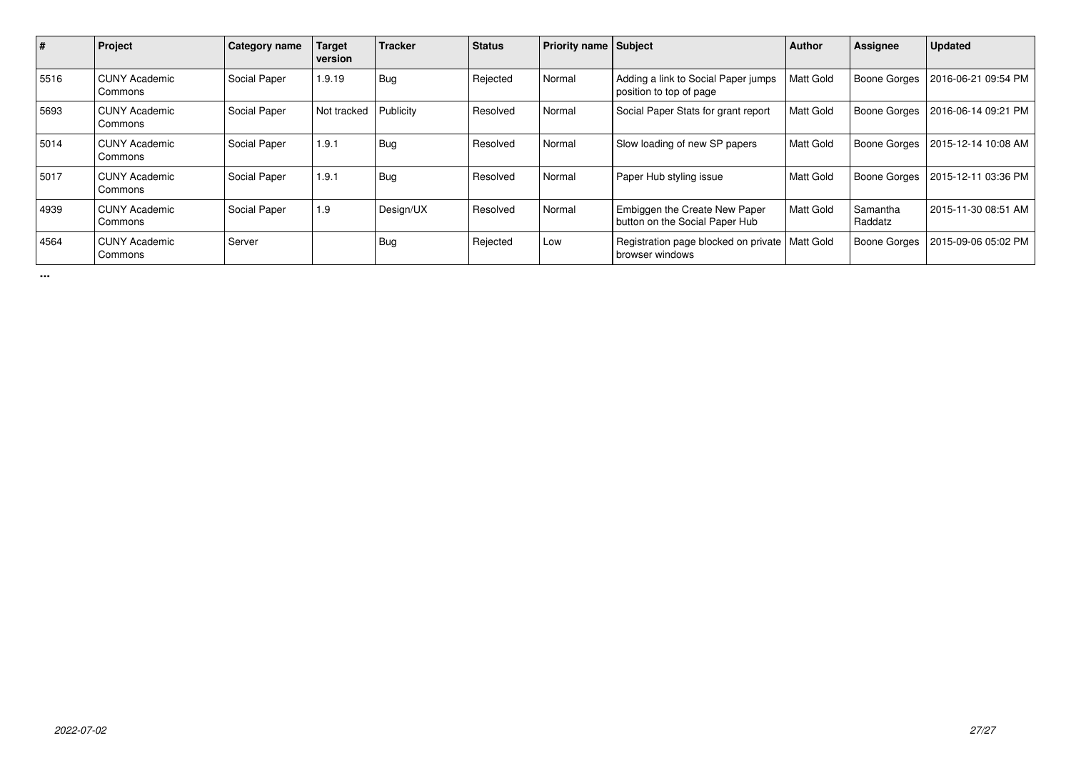| # | Project | Category name | Target version | Tracker | Status | Priority name | Subject | Author | Assignee | Updated |
|---|---|---|---|---|---|---|---|---|---|---|
| 5516 | CUNY Academic Commons | Social Paper | 1.9.19 | Bug | Rejected | Normal | Adding a link to Social Paper jumps position to top of page | Matt Gold | Boone Gorges | 2016-06-21 09:54 PM |
| 5693 | CUNY Academic Commons | Social Paper | Not tracked | Publicity | Resolved | Normal | Social Paper Stats for grant report | Matt Gold | Boone Gorges | 2016-06-14 09:21 PM |
| 5014 | CUNY Academic Commons | Social Paper | 1.9.1 | Bug | Resolved | Normal | Slow loading of new SP papers | Matt Gold | Boone Gorges | 2015-12-14 10:08 AM |
| 5017 | CUNY Academic Commons | Social Paper | 1.9.1 | Bug | Resolved | Normal | Paper Hub styling issue | Matt Gold | Boone Gorges | 2015-12-11 03:36 PM |
| 4939 | CUNY Academic Commons | Social Paper | 1.9 | Design/UX | Resolved | Normal | Embiggen the Create New Paper button on the Social Paper Hub | Matt Gold | Samantha Raddatz | 2015-11-30 08:51 AM |
| 4564 | CUNY Academic Commons | Server | | Bug | Rejected | Low | Registration page blocked on private browser windows | Matt Gold | Boone Gorges | 2015-09-06 05:02 PM |

...